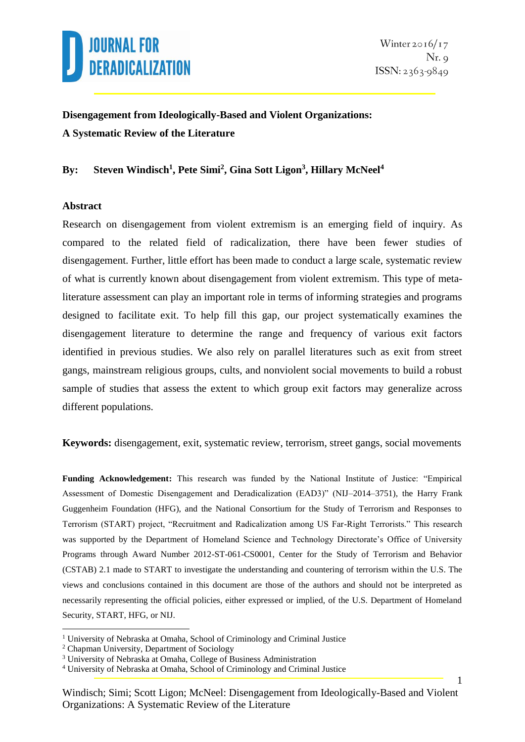# Disengagement from Ideologically-Based and Violent Organizations: A Systematic Review of the Literature

**By: Steven Windisch[1], Pete Simi[2], Gina Sott Ligon[3], Hillary McNeel[4]**

## Abstract

Research on disengagement from violent extremism is an emerging field of inquiry. As compared to the related field of radicalization, there have been fewer studies of disengagement. Further, little effort has been made to conduct a large scale, systematic review of what is currently known about disengagement from violent extremism. This type of meta-literature assessment can play an important role in terms of informing strategies and programs designed to facilitate exit. To help fill this gap, our project systematically examines the disengagement literature to determine the range and frequency of various exit factors identified in previous studies. We also rely on parallel literatures such as exit from street gangs, mainstream religious groups, cults, and nonviolent social movements to build a robust sample of studies that assess the extent to which group exit factors may generalize across different populations.

**Keywords:** disengagement, exit, systematic review, terrorism, street gangs, social movements

**Funding Acknowledgement:** This research was funded by the National Institute of Justice: "Empirical Assessment of Domestic Disengagement and Deradicalization (EAD3)" (NIJ–2014–3751), the Harry Frank Guggenheim Foundation (HFG), and the National Consortium for the Study of Terrorism and Responses to Terrorism (START) project, "Recruitment and Radicalization among US Far-Right Terrorists." This research was supported by the Department of Homeland Science and Technology Directorate's Office of University Programs through Award Number 2012-ST-061-CS0001, Center for the Study of Terrorism and Behavior (CSTAB) 2.1 made to START to investigate the understanding and countering of terrorism within the U.S. The views and conclusions contained in this document are those of the authors and should not be interpreted as necessarily representing the official policies, either expressed or implied, of the U.S. Department of Homeland Security, START, HFG, or NIJ.

---

[1] University of Nebraska at Omaha, School of Criminology and Criminal Justice

[2] Chapman University, Department of Sociology

[3] University of Nebraska at Omaha, College of Business Administration

[4] University of Nebraska at Omaha, School of Criminology and Criminal Justice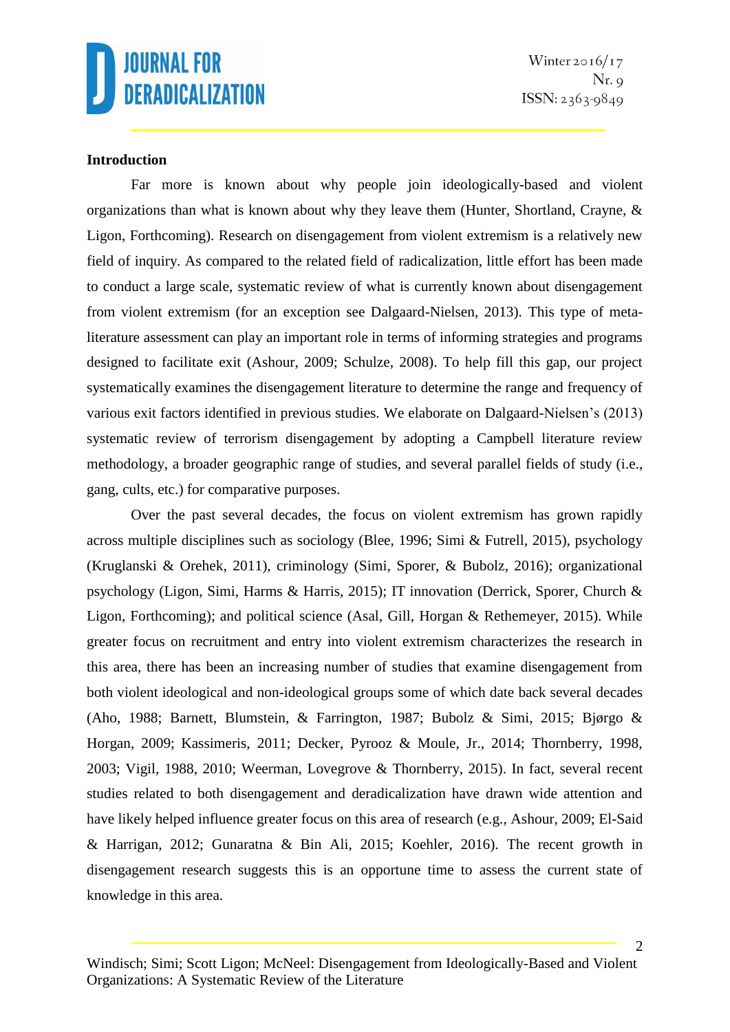**Introduction**

Far more is known about why people join ideologically-based and violent organizations than what is known about why they leave them (Hunter, Shortland, Crayne, & Ligon, Forthcoming). Research on disengagement from violent extremism is a relatively new field of inquiry. As compared to the related field of radicalization, little effort has been made to conduct a large scale, systematic review of what is currently known about disengagement from violent extremism (for an exception see Dalgaard-Nielsen, 2013). This type of meta-literature assessment can play an important role in terms of informing strategies and programs designed to facilitate exit (Ashour, 2009; Schulze, 2008). To help fill this gap, our project systematically examines the disengagement literature to determine the range and frequency of various exit factors identified in previous studies. We elaborate on Dalgaard-Nielsen's (2013) systematic review of terrorism disengagement by adopting a Campbell literature review methodology, a broader geographic range of studies, and several parallel fields of study (i.e., gang, cults, etc.) for comparative purposes.

Over the past several decades, the focus on violent extremism has grown rapidly across multiple disciplines such as sociology (Blee, 1996; Simi & Futrell, 2015), psychology (Kruglanski & Orehek, 2011), criminology (Simi, Sporer, & Bubolz, 2016); organizational psychology (Ligon, Simi, Harms & Harris, 2015); IT innovation (Derrick, Sporer, Church & Ligon, Forthcoming); and political science (Asal, Gill, Horgan & Rethemeyer, 2015). While greater focus on recruitment and entry into violent extremism characterizes the research in this area, there has been an increasing number of studies that examine disengagement from both violent ideological and non-ideological groups some of which date back several decades (Aho, 1988; Barnett, Blumstein, & Farrington, 1987; Bubolz & Simi, 2015; Bjørgo & Horgan, 2009; Kassimeris, 2011; Decker, Pyrooz & Moule, Jr., 2014; Thornberry, 1998, 2003; Vigil, 1988, 2010; Weerman, Lovegrove & Thornberry, 2015). In fact, several recent studies related to both disengagement and deradicalization have drawn wide attention and have likely helped influence greater focus on this area of research (e.g., Ashour, 2009; El-Said & Harrigan, 2012; Gunaratna & Bin Ali, 2015; Koehler, 2016). The recent growth in disengagement research suggests this is an opportune time to assess the current state of knowledge in this area.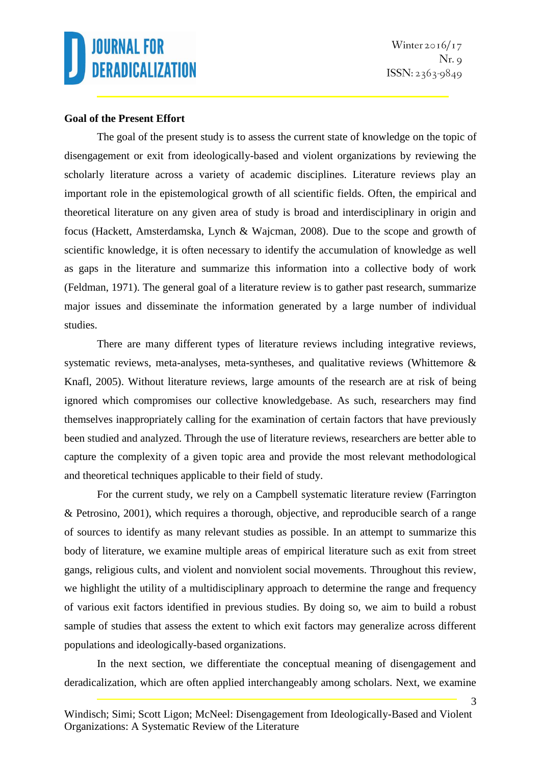**Goal of the Present Effort**

The goal of the present study is to assess the current state of knowledge on the topic of disengagement or exit from ideologically-based and violent organizations by reviewing the scholarly literature across a variety of academic disciplines. Literature reviews play an important role in the epistemological growth of all scientific fields. Often, the empirical and theoretical literature on any given area of study is broad and interdisciplinary in origin and focus (Hackett, Amsterdamska, Lynch & Wajcman, 2008). Due to the scope and growth of scientific knowledge, it is often necessary to identify the accumulation of knowledge as well as gaps in the literature and summarize this information into a collective body of work (Feldman, 1971). The general goal of a literature review is to gather past research, summarize major issues and disseminate the information generated by a large number of individual studies.

There are many different types of literature reviews including integrative reviews, systematic reviews, meta-analyses, meta-syntheses, and qualitative reviews (Whittemore & Knafl, 2005). Without literature reviews, large amounts of the research are at risk of being ignored which compromises our collective knowledgebase. As such, researchers may find themselves inappropriately calling for the examination of certain factors that have previously been studied and analyzed. Through the use of literature reviews, researchers are better able to capture the complexity of a given topic area and provide the most relevant methodological and theoretical techniques applicable to their field of study.

For the current study, we rely on a Campbell systematic literature review (Farrington & Petrosino, 2001), which requires a thorough, objective, and reproducible search of a range of sources to identify as many relevant studies as possible. In an attempt to summarize this body of literature, we examine multiple areas of empirical literature such as exit from street gangs, religious cults, and violent and nonviolent social movements. Throughout this review, we highlight the utility of a multidisciplinary approach to determine the range and frequency of various exit factors identified in previous studies. By doing so, we aim to build a robust sample of studies that assess the extent to which exit factors may generalize across different populations and ideologically-based organizations.

In the next section, we differentiate the conceptual meaning of disengagement and deradicalization, which are often applied interchangeably among scholars. Next, we examine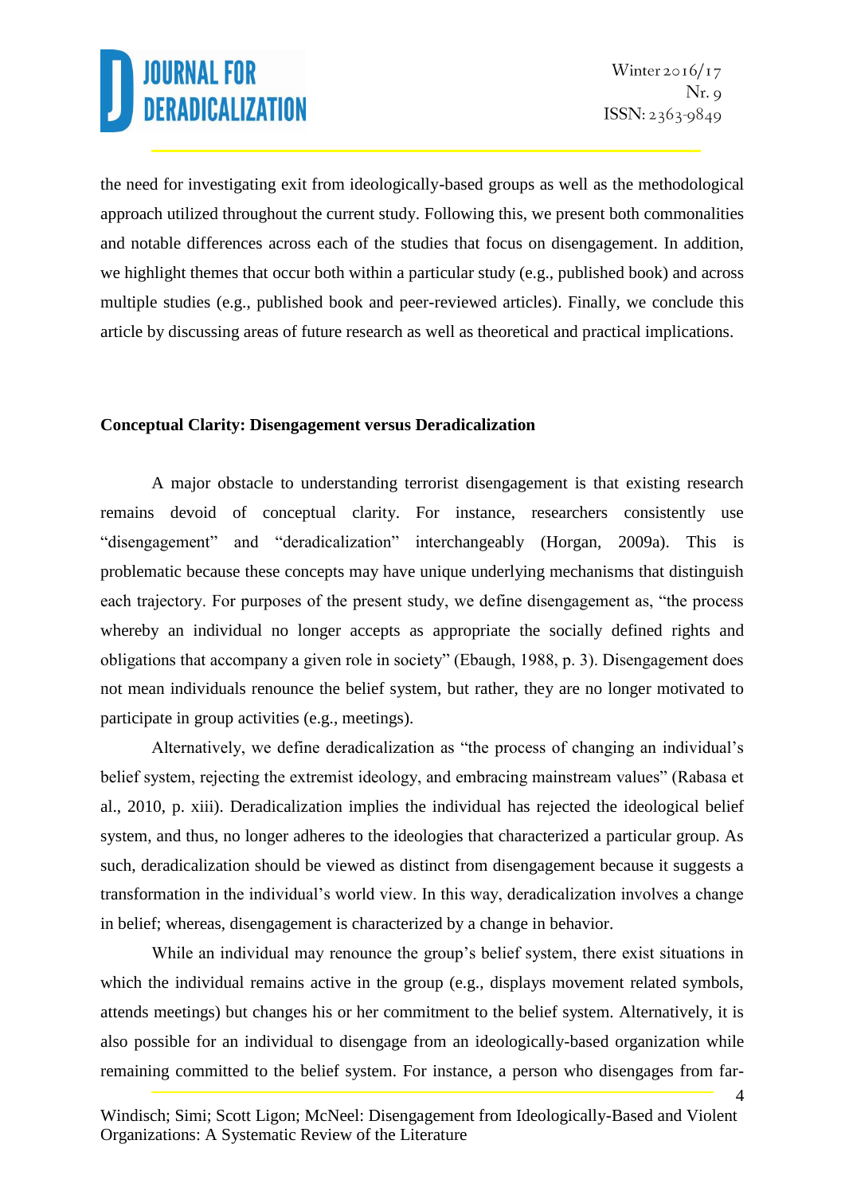the need for investigating exit from ideologically-based groups as well as the methodological approach utilized throughout the current study. Following this, we present both commonalities and notable differences across each of the studies that focus on disengagement. In addition, we highlight themes that occur both within a particular study (e.g., published book) and across multiple studies (e.g., published book and peer-reviewed articles). Finally, we conclude this article by discussing areas of future research as well as theoretical and practical implications.

## Conceptual Clarity: Disengagement versus Deradicalization

A major obstacle to understanding terrorist disengagement is that existing research remains devoid of conceptual clarity. For instance, researchers consistently use "disengagement" and "deradicalization" interchangeably (Horgan, 2009a). This is problematic because these concepts may have unique underlying mechanisms that distinguish each trajectory. For purposes of the present study, we define disengagement as, "the process whereby an individual no longer accepts as appropriate the socially defined rights and obligations that accompany a given role in society" (Ebaugh, 1988, p. 3). Disengagement does not mean individuals renounce the belief system, but rather, they are no longer motivated to participate in group activities (e.g., meetings).

Alternatively, we define deradicalization as "the process of changing an individual's belief system, rejecting the extremist ideology, and embracing mainstream values" (Rabasa et al., 2010, p. xiii). Deradicalization implies the individual has rejected the ideological belief system, and thus, no longer adheres to the ideologies that characterized a particular group. As such, deradicalization should be viewed as distinct from disengagement because it suggests a transformation in the individual's world view. In this way, deradicalization involves a change in belief; whereas, disengagement is characterized by a change in behavior.

While an individual may renounce the group's belief system, there exist situations in which the individual remains active in the group (e.g., displays movement related symbols, attends meetings) but changes his or her commitment to the belief system. Alternatively, it is also possible for an individual to disengage from an ideologically-based organization while remaining committed to the belief system. For instance, a person who disengages from far-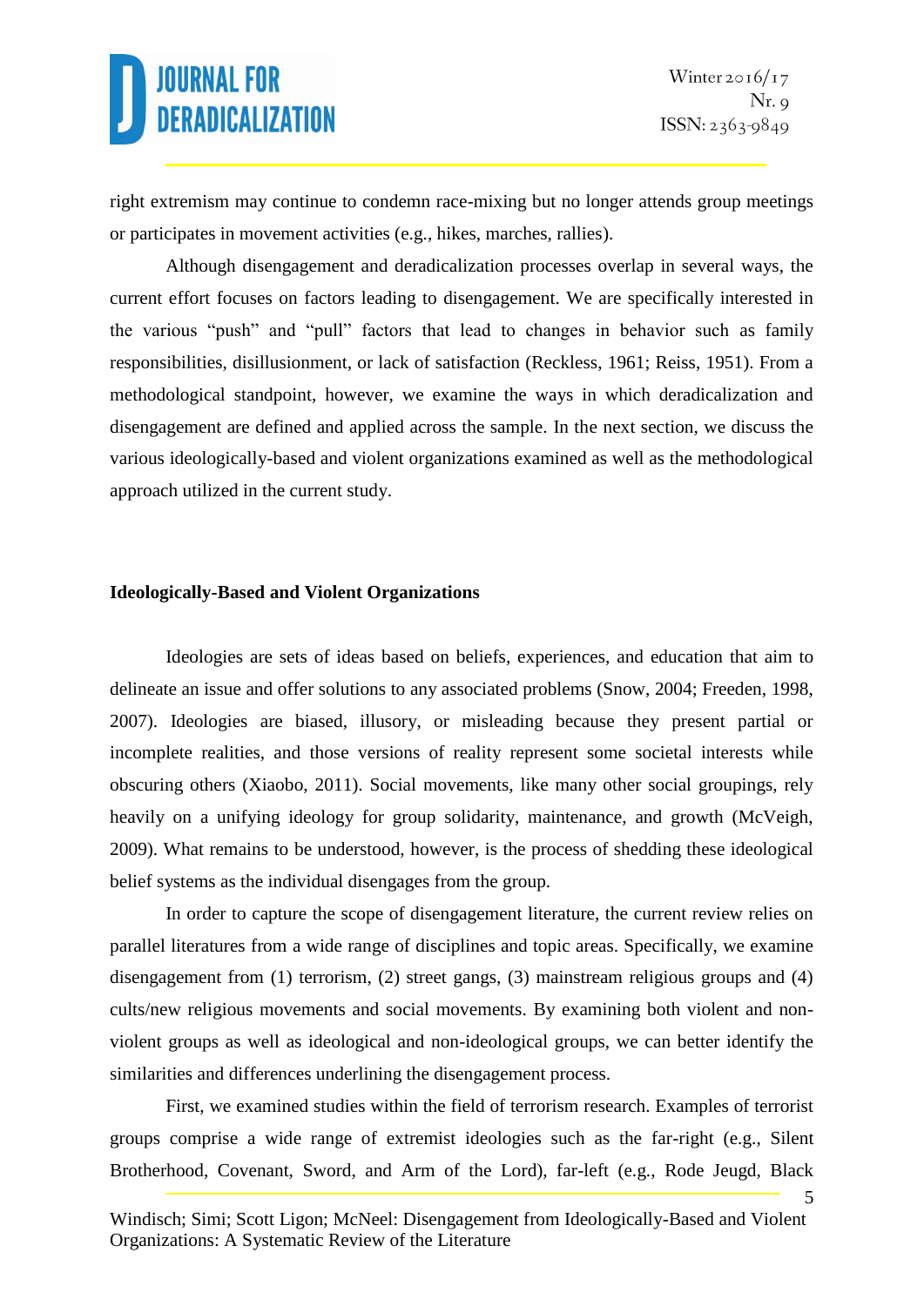right extremism may continue to condemn race-mixing but no longer attends group meetings or participates in movement activities (e.g., hikes, marches, rallies).

Although disengagement and deradicalization processes overlap in several ways, the current effort focuses on factors leading to disengagement. We are specifically interested in the various "push" and "pull" factors that lead to changes in behavior such as family responsibilities, disillusionment, or lack of satisfaction (Reckless, 1961; Reiss, 1951). From a methodological standpoint, however, we examine the ways in which deradicalization and disengagement are defined and applied across the sample. In the next section, we discuss the various ideologically-based and violent organizations examined as well as the methodological approach utilized in the current study.

**Ideologically-Based and Violent Organizations**

Ideologies are sets of ideas based on beliefs, experiences, and education that aim to delineate an issue and offer solutions to any associated problems (Snow, 2004; Freeden, 1998, 2007). Ideologies are biased, illusory, or misleading because they present partial or incomplete realities, and those versions of reality represent some societal interests while obscuring others (Xiaobo, 2011). Social movements, like many other social groupings, rely heavily on a unifying ideology for group solidarity, maintenance, and growth (McVeigh, 2009). What remains to be understood, however, is the process of shedding these ideological belief systems as the individual disengages from the group.

In order to capture the scope of disengagement literature, the current review relies on parallel literatures from a wide range of disciplines and topic areas. Specifically, we examine disengagement from (1) terrorism, (2) street gangs, (3) mainstream religious groups and (4) cults/new religious movements and social movements. By examining both violent and non-violent groups as well as ideological and non-ideological groups, we can better identify the similarities and differences underlining the disengagement process.

First, we examined studies within the field of terrorism research. Examples of terrorist groups comprise a wide range of extremist ideologies such as the far-right (e.g., Silent Brotherhood, Covenant, Sword, and Arm of the Lord), far-left (e.g., Rode Jeugd, Black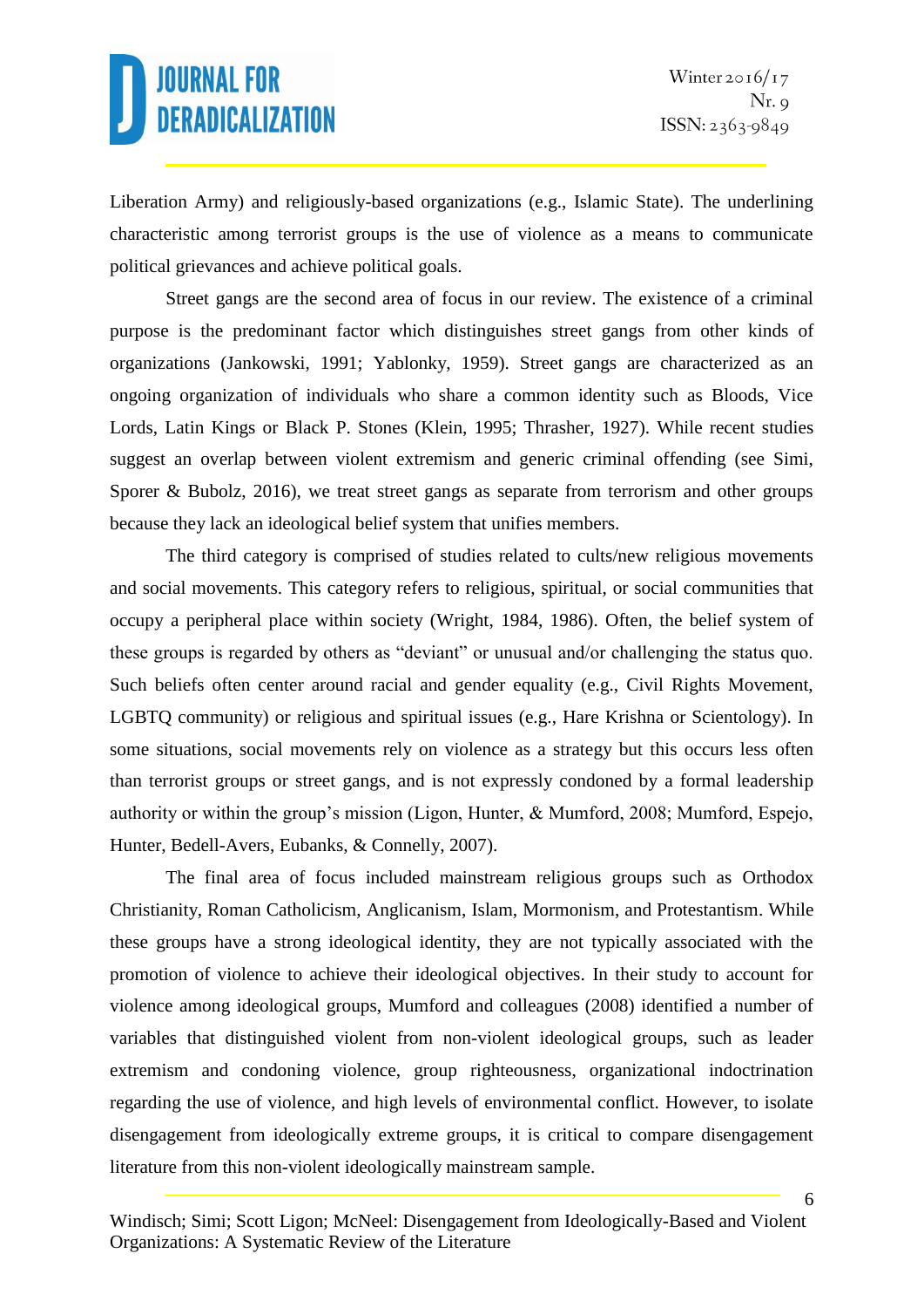Liberation Army) and religiously-based organizations (e.g., Islamic State). The underlining characteristic among terrorist groups is the use of violence as a means to communicate political grievances and achieve political goals.

Street gangs are the second area of focus in our review. The existence of a criminal purpose is the predominant factor which distinguishes street gangs from other kinds of organizations (Jankowski, 1991; Yablonky, 1959). Street gangs are characterized as an ongoing organization of individuals who share a common identity such as Bloods, Vice Lords, Latin Kings or Black P. Stones (Klein, 1995; Thrasher, 1927). While recent studies suggest an overlap between violent extremism and generic criminal offending (see Simi, Sporer & Bubolz, 2016), we treat street gangs as separate from terrorism and other groups because they lack an ideological belief system that unifies members.

The third category is comprised of studies related to cults/new religious movements and social movements. This category refers to religious, spiritual, or social communities that occupy a peripheral place within society (Wright, 1984, 1986). Often, the belief system of these groups is regarded by others as "deviant" or unusual and/or challenging the status quo. Such beliefs often center around racial and gender equality (e.g., Civil Rights Movement, LGBTQ community) or religious and spiritual issues (e.g., Hare Krishna or Scientology). In some situations, social movements rely on violence as a strategy but this occurs less often than terrorist groups or street gangs, and is not expressly condoned by a formal leadership authority or within the group's mission (Ligon, Hunter, & Mumford, 2008; Mumford, Espejo, Hunter, Bedell-Avers, Eubanks, & Connelly, 2007).

The final area of focus included mainstream religious groups such as Orthodox Christianity, Roman Catholicism, Anglicanism, Islam, Mormonism, and Protestantism. While these groups have a strong ideological identity, they are not typically associated with the promotion of violence to achieve their ideological objectives. In their study to account for violence among ideological groups, Mumford and colleagues (2008) identified a number of variables that distinguished violent from non-violent ideological groups, such as leader extremism and condoning violence, group righteousness, organizational indoctrination regarding the use of violence, and high levels of environmental conflict. However, to isolate disengagement from ideologically extreme groups, it is critical to compare disengagement literature from this non-violent ideologically mainstream sample.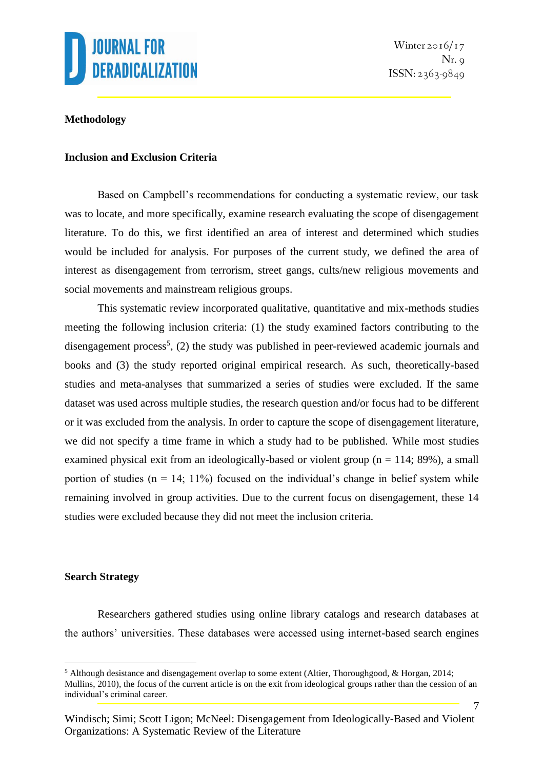## Methodology

### Inclusion and Exclusion Criteria

Based on Campbell's recommendations for conducting a systematic review, our task was to locate, and more specifically, examine research evaluating the scope of disengagement literature. To do this, we first identified an area of interest and determined which studies would be included for analysis. For purposes of the current study, we defined the area of interest as disengagement from terrorism, street gangs, cults/new religious movements and social movements and mainstream religious groups.

This systematic review incorporated qualitative, quantitative and mix-methods studies meeting the following inclusion criteria: (1) the study examined factors contributing to the disengagement process[5], (2) the study was published in peer-reviewed academic journals and books and (3) the study reported original empirical research. As such, theoretically-based studies and meta-analyses that summarized a series of studies were excluded. If the same dataset was used across multiple studies, the research question and/or focus had to be different or it was excluded from the analysis. In order to capture the scope of disengagement literature, we did not specify a time frame in which a study had to be published. While most studies examined physical exit from an ideologically-based or violent group (n = 114; 89%), a small portion of studies (n = 14; 11%) focused on the individual's change in belief system while remaining involved in group activities. Due to the current focus on disengagement, these 14 studies were excluded because they did not meet the inclusion criteria.

### Search Strategy

Researchers gathered studies using online library catalogs and research databases at the authors' universities. These databases were accessed using internet-based search engines

[5] Although desistance and disengagement overlap to some extent (Altier, Thoroughgood, & Horgan, 2014; Mullins, 2010), the focus of the current article is on the exit from ideological groups rather than the cession of an individual's criminal career.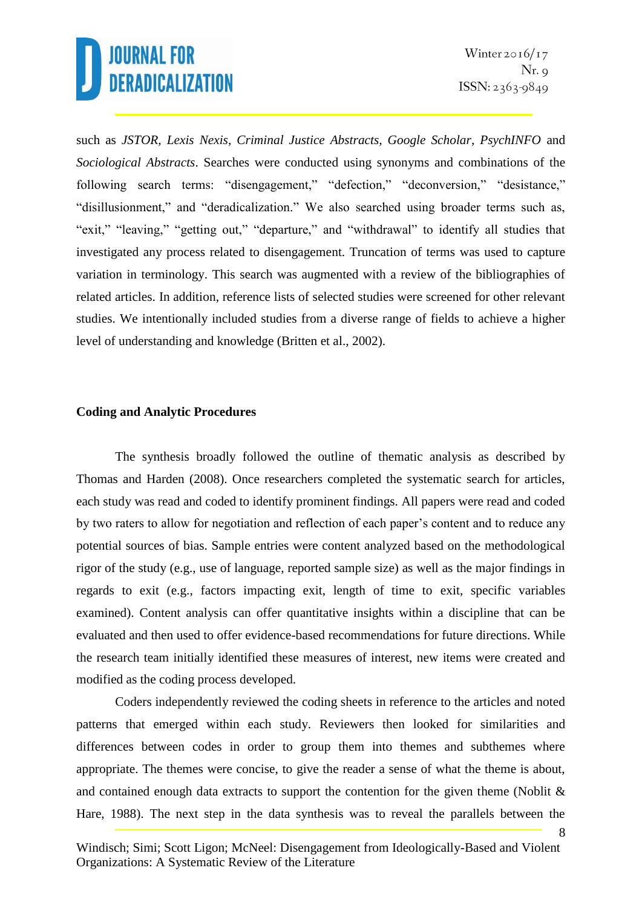such as *JSTOR*, *Lexis Nexis*, *Criminal Justice Abstracts*, *Google Scholar*, *PsychINFO* and *Sociological Abstracts*. Searches were conducted using synonyms and combinations of the following search terms: "disengagement," "defection," "deconversion," "desistance," "disillusionment," and "deradicalization." We also searched using broader terms such as, "exit," "leaving," "getting out," "departure," and "withdrawal" to identify all studies that investigated any process related to disengagement. Truncation of terms was used to capture variation in terminology. This search was augmented with a review of the bibliographies of related articles. In addition, reference lists of selected studies were screened for other relevant studies. We intentionally included studies from a diverse range of fields to achieve a higher level of understanding and knowledge (Britten et al., 2002).

### Coding and Analytic Procedures

The synthesis broadly followed the outline of thematic analysis as described by Thomas and Harden (2008). Once researchers completed the systematic search for articles, each study was read and coded to identify prominent findings. All papers were read and coded by two raters to allow for negotiation and reflection of each paper's content and to reduce any potential sources of bias. Sample entries were content analyzed based on the methodological rigor of the study (e.g., use of language, reported sample size) as well as the major findings in regards to exit (e.g., factors impacting exit, length of time to exit, specific variables examined). Content analysis can offer quantitative insights within a discipline that can be evaluated and then used to offer evidence-based recommendations for future directions. While the research team initially identified these measures of interest, new items were created and modified as the coding process developed.

Coders independently reviewed the coding sheets in reference to the articles and noted patterns that emerged within each study. Reviewers then looked for similarities and differences between codes in order to group them into themes and subthemes where appropriate. The themes were concise, to give the reader a sense of what the theme is about, and contained enough data extracts to support the contention for the given theme (Noblit & Hare, 1988). The next step in the data synthesis was to reveal the parallels between the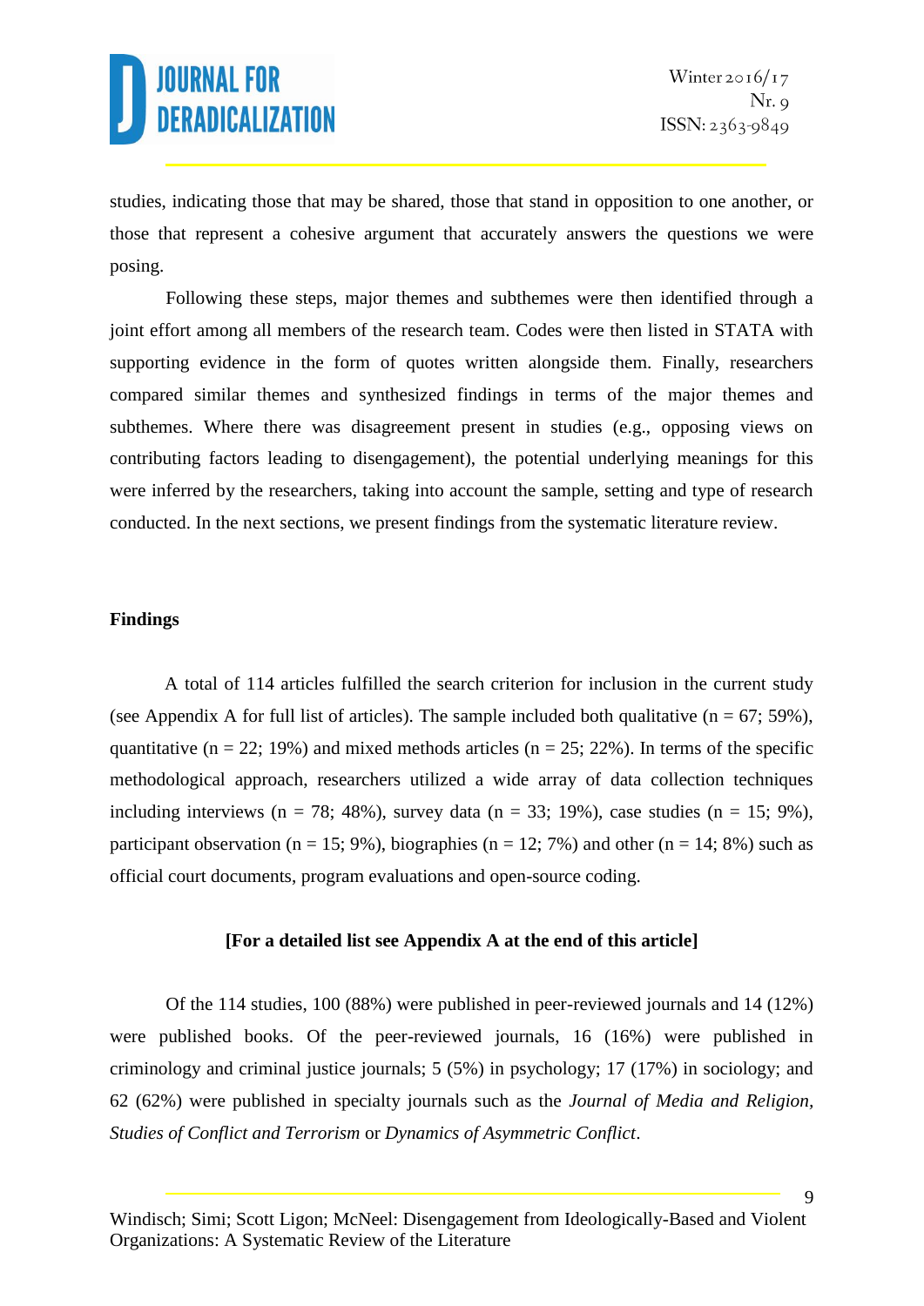studies, indicating those that may be shared, those that stand in opposition to one another, or those that represent a cohesive argument that accurately answers the questions we were posing.

Following these steps, major themes and subthemes were then identified through a joint effort among all members of the research team. Codes were then listed in STATA with supporting evidence in the form of quotes written alongside them. Finally, researchers compared similar themes and synthesized findings in terms of the major themes and subthemes. Where there was disagreement present in studies (e.g., opposing views on contributing factors leading to disengagement), the potential underlying meanings for this were inferred by the researchers, taking into account the sample, setting and type of research conducted. In the next sections, we present findings from the systematic literature review.

## Findings

A total of 114 articles fulfilled the search criterion for inclusion in the current study (see Appendix A for full list of articles). The sample included both qualitative (n = 67; 59%), quantitative (n = 22; 19%) and mixed methods articles (n = 25; 22%). In terms of the specific methodological approach, researchers utilized a wide array of data collection techniques including interviews (n = 78; 48%), survey data (n = 33; 19%), case studies (n = 15; 9%), participant observation (n = 15; 9%), biographies (n = 12; 7%) and other (n = 14; 8%) such as official court documents, program evaluations and open-source coding.

**[For a detailed list see Appendix A at the end of this article]**

Of the 114 studies, 100 (88%) were published in peer-reviewed journals and 14 (12%) were published books. Of the peer-reviewed journals, 16 (16%) were published in criminology and criminal justice journals; 5 (5%) in psychology; 17 (17%) in sociology; and 62 (62%) were published in specialty journals such as the *Journal of Media and Religion, Studies of Conflict and Terrorism* or *Dynamics of Asymmetric Conflict*.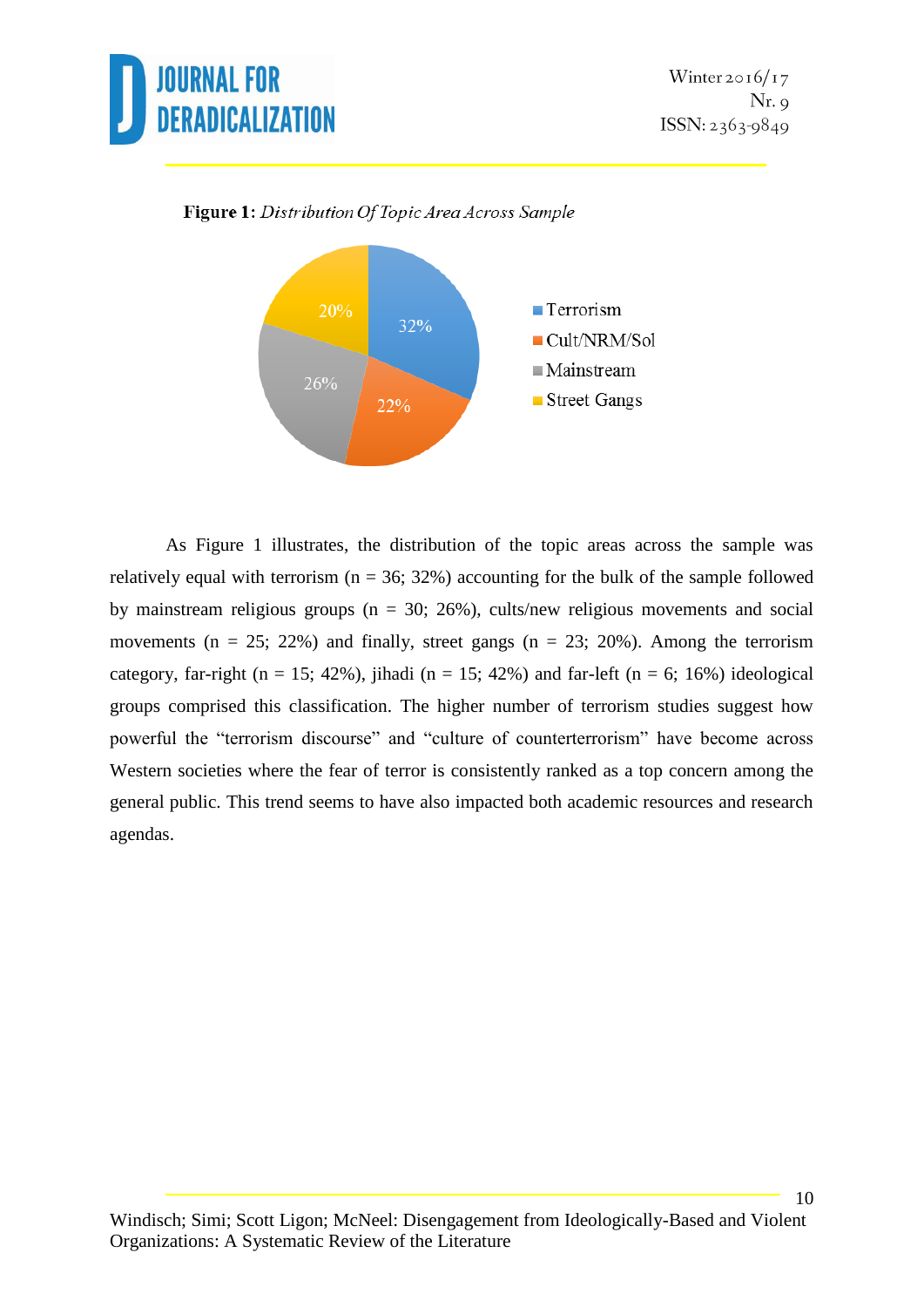**Figure 1:** *Distribution Of Topic Area Across Sample*

As Figure 1 illustrates, the distribution of the topic areas across the sample was relatively equal with terrorism (n = 36; 32%) accounting for the bulk of the sample followed by mainstream religious groups (n = 30; 26%), cults/new religious movements and social movements (n = 25; 22%) and finally, street gangs (n = 23; 20%). Among the terrorism category, far-right (n = 15; 42%), jihadi (n = 15; 42%) and far-left (n = 6; 16%) ideological groups comprised this classification. The higher number of terrorism studies suggest how powerful the "terrorism discourse" and "culture of counterterrorism" have become across Western societies where the fear of terror is consistently ranked as a top concern among the general public. This trend seems to have also impacted both academic resources and research agendas.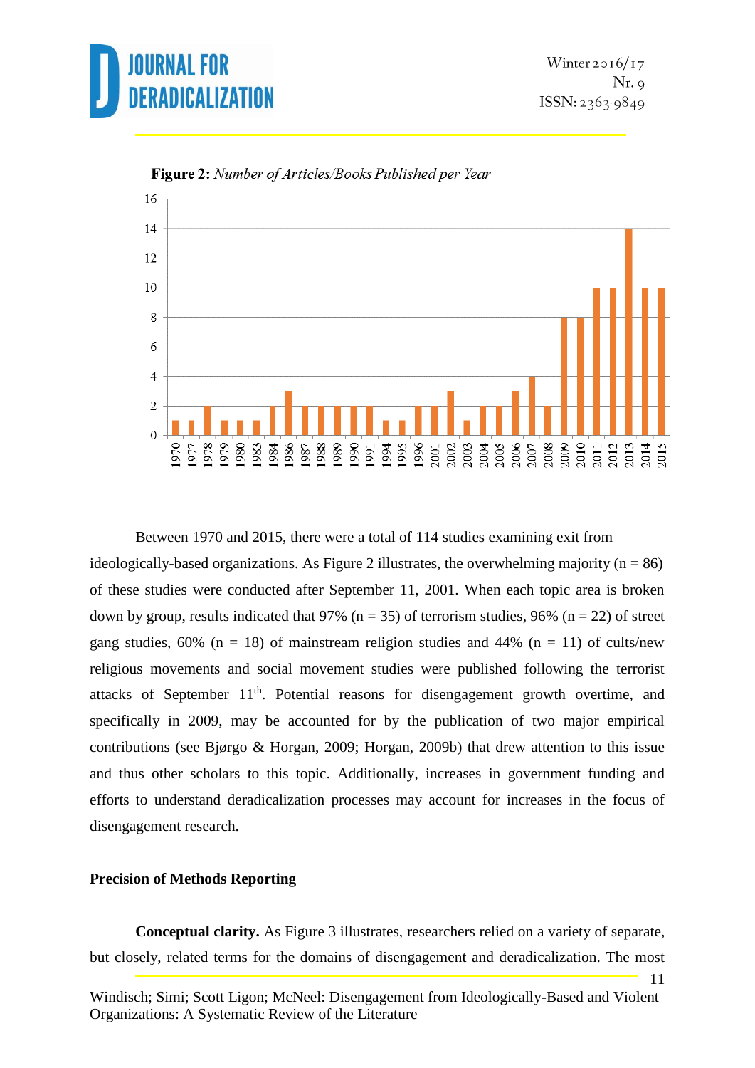**Figure 2:** *Number of Articles/Books Published per Year*

Between 1970 and 2015, there were a total of 114 studies examining exit from ideologically-based organizations. As Figure 2 illustrates, the overwhelming majority (n = 86) of these studies were conducted after September 11, 2001. When each topic area is broken down by group, results indicated that 97% (n = 35) of terrorism studies, 96% (n = 22) of street gang studies, 60% (n = 18) of mainstream religion studies and 44% (n = 11) of cults/new religious movements and social movement studies were published following the terrorist attacks of September 11th. Potential reasons for disengagement growth overtime, and specifically in 2009, may be accounted for by the publication of two major empirical contributions (see Bjørgo & Horgan, 2009; Horgan, 2009b) that drew attention to this issue and thus other scholars to this topic. Additionally, increases in government funding and efforts to understand deradicalization processes may account for increases in the focus of disengagement research.

**Precision of Methods Reporting**

**Conceptual clarity.** As Figure 3 illustrates, researchers relied on a variety of separate, but closely, related terms for the domains of disengagement and deradicalization. The most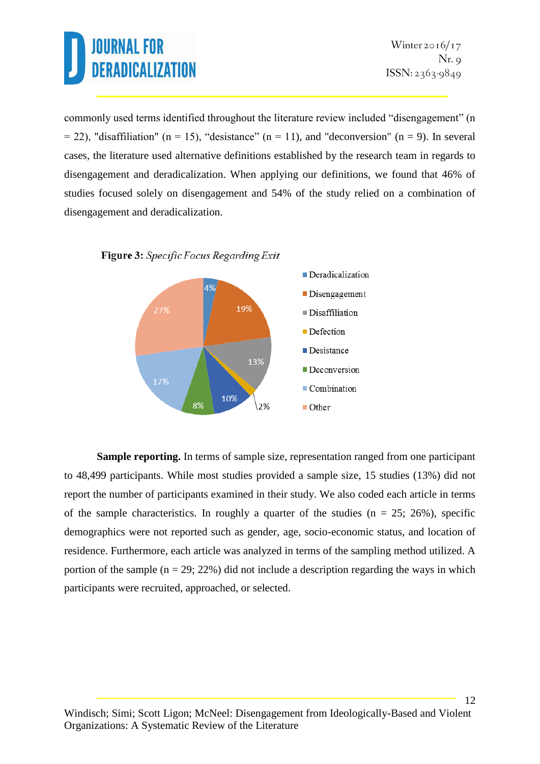commonly used terms identified throughout the literature review included "disengagement" (n = 22), "disaffiliation" (n = 15), "desistance" (n = 11), and "deconversion" (n = 9). In several cases, the literature used alternative definitions established by the research team in regards to disengagement and deradicalization. When applying our definitions, we found that 46% of studies focused solely on disengagement and 54% of the study relied on a combination of disengagement and deradicalization.

**Figure 3:** *Specific Focus Regarding Exit*

| Category | Percentage |
| --- | --- |
| Deradicalization | 4% |
| Disengagement | 19% |
| Disaffiliation | 13% |
| Defection | 2% |
| Desistance | 10% |
| Deconversion | 8% |
| Combination | 17% |
| Other | 27% |

**Sample reporting.** In terms of sample size, representation ranged from one participant to 48,499 participants. While most studies provided a sample size, 15 studies (13%) did not report the number of participants examined in their study. We also coded each article in terms of the sample characteristics. In roughly a quarter of the studies (n = 25; 26%), specific demographics were not reported such as gender, age, socio-economic status, and location of residence. Furthermore, each article was analyzed in terms of the sampling method utilized. A portion of the sample (n = 29; 22%) did not include a description regarding the ways in which participants were recruited, approached, or selected.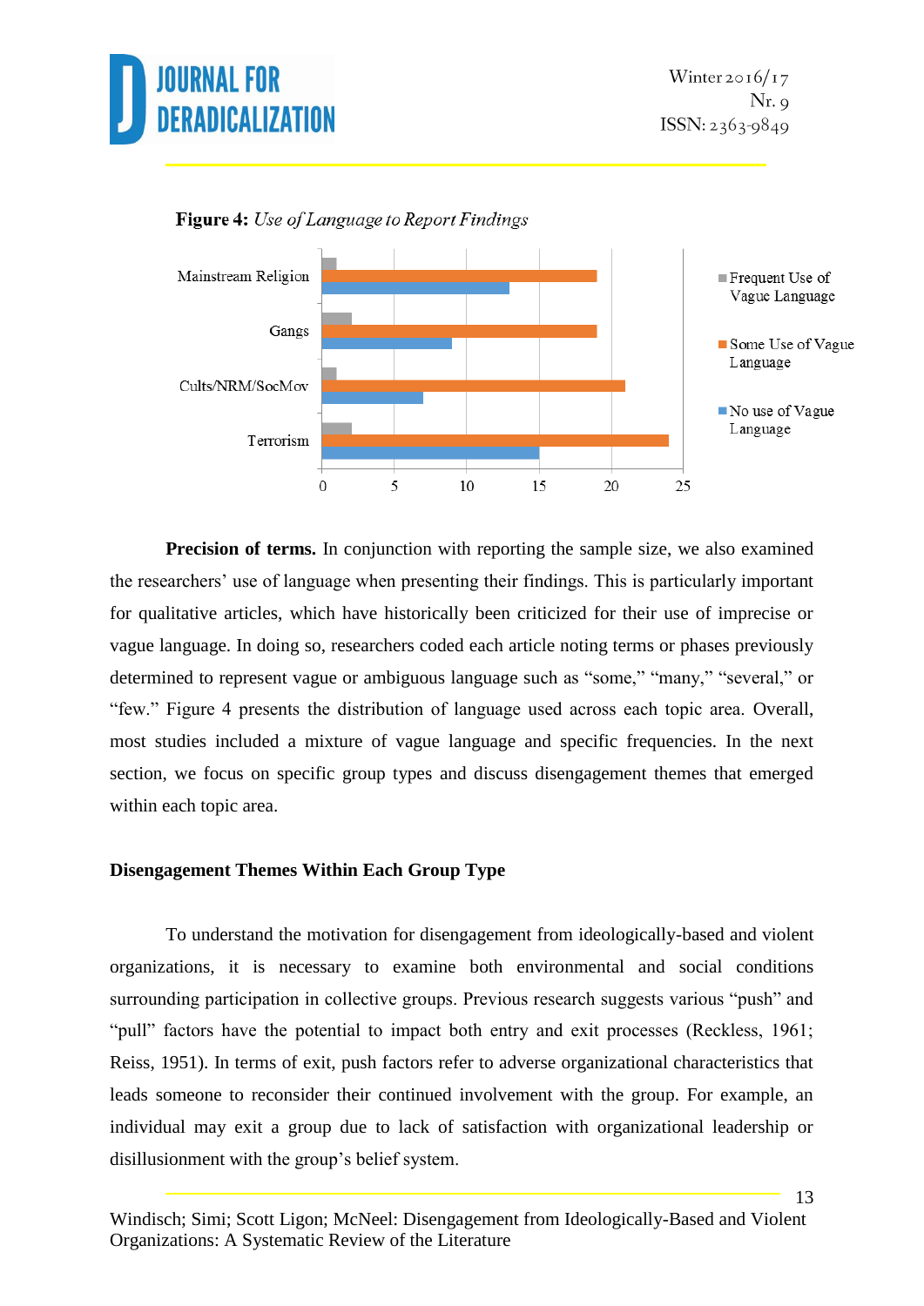**Figure 4:** *Use of Language to Report Findings*

**Precision of terms.** In conjunction with reporting the sample size, we also examined the researchers' use of language when presenting their findings. This is particularly important for qualitative articles, which have historically been criticized for their use of imprecise or vague language. In doing so, researchers coded each article noting terms or phases previously determined to represent vague or ambiguous language such as "some," "many," "several," or "few." Figure 4 presents the distribution of language used across each topic area. Overall, most studies included a mixture of vague language and specific frequencies. In the next section, we focus on specific group types and discuss disengagement themes that emerged within each topic area.

### Disengagement Themes Within Each Group Type

To understand the motivation for disengagement from ideologically-based and violent organizations, it is necessary to examine both environmental and social conditions surrounding participation in collective groups. Previous research suggests various "push" and "pull" factors have the potential to impact both entry and exit processes (Reckless, 1961; Reiss, 1951). In terms of exit, push factors refer to adverse organizational characteristics that leads someone to reconsider their continued involvement with the group. For example, an individual may exit a group due to lack of satisfaction with organizational leadership or disillusionment with the group's belief system.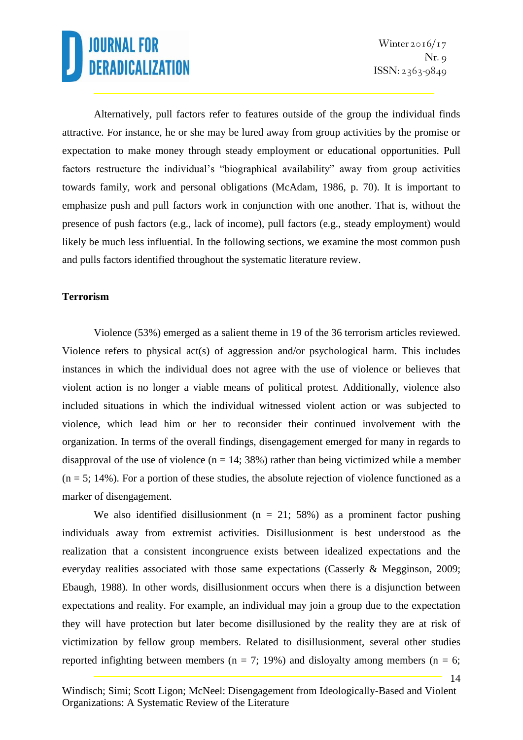Alternatively, pull factors refer to features outside of the group the individual finds attractive. For instance, he or she may be lured away from group activities by the promise or expectation to make money through steady employment or educational opportunities. Pull factors restructure the individual's "biographical availability" away from group activities towards family, work and personal obligations (McAdam, 1986, p. 70). It is important to emphasize push and pull factors work in conjunction with one another. That is, without the presence of push factors (e.g., lack of income), pull factors (e.g., steady employment) would likely be much less influential. In the following sections, we examine the most common push and pulls factors identified throughout the systematic literature review.

**Terrorism**

Violence (53%) emerged as a salient theme in 19 of the 36 terrorism articles reviewed. Violence refers to physical act(s) of aggression and/or psychological harm. This includes instances in which the individual does not agree with the use of violence or believes that violent action is no longer a viable means of political protest. Additionally, violence also included situations in which the individual witnessed violent action or was subjected to violence, which lead him or her to reconsider their continued involvement with the organization. In terms of the overall findings, disengagement emerged for many in regards to disapproval of the use of violence (n = 14; 38%) rather than being victimized while a member (n = 5; 14%). For a portion of these studies, the absolute rejection of violence functioned as a marker of disengagement.

We also identified disillusionment (n = 21; 58%) as a prominent factor pushing individuals away from extremist activities. Disillusionment is best understood as the realization that a consistent incongruence exists between idealized expectations and the everyday realities associated with those same expectations (Casserly & Megginson, 2009; Ebaugh, 1988). In other words, disillusionment occurs when there is a disjunction between expectations and reality. For example, an individual may join a group due to the expectation they will have protection but later become disillusioned by the reality they are at risk of victimization by fellow group members. Related to disillusionment, several other studies reported infighting between members (n = 7; 19%) and disloyalty among members (n = 6;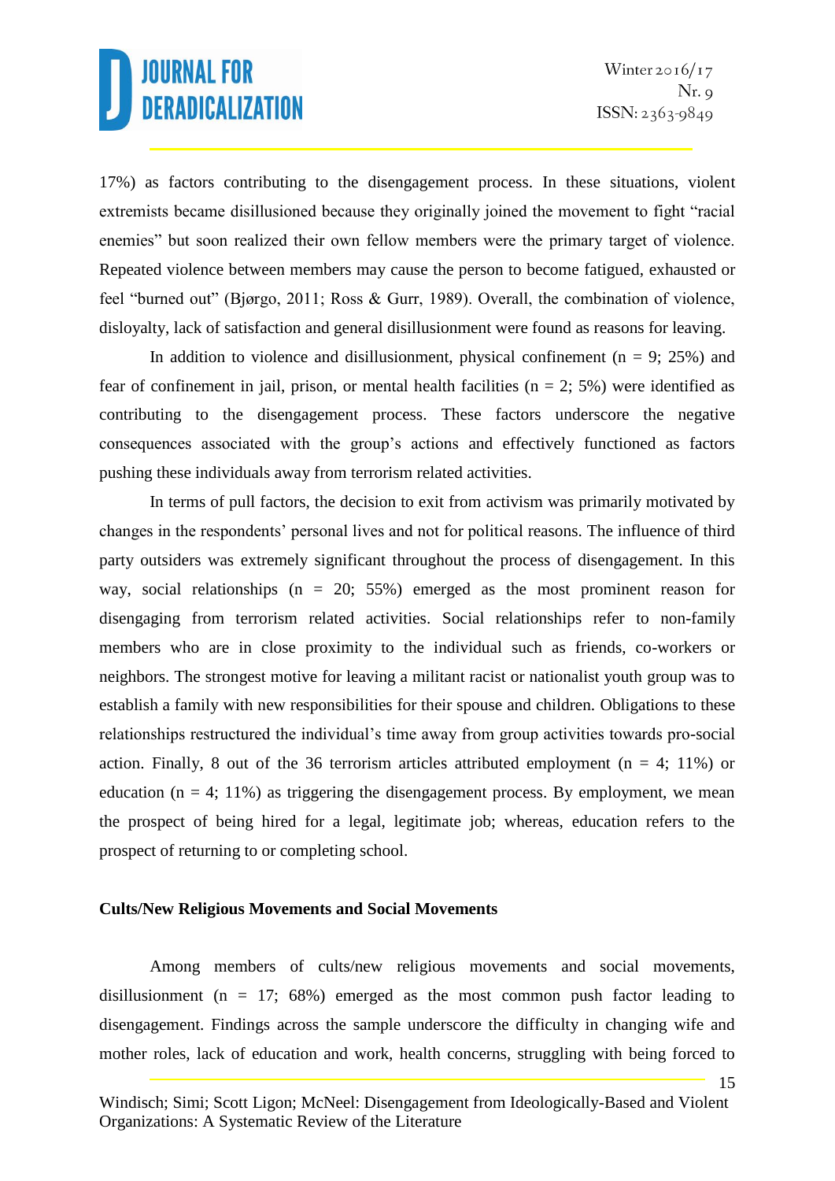17%) as factors contributing to the disengagement process. In these situations, violent extremists became disillusioned because they originally joined the movement to fight "racial enemies" but soon realized their own fellow members were the primary target of violence. Repeated violence between members may cause the person to become fatigued, exhausted or feel "burned out" (Bjørgo, 2011; Ross & Gurr, 1989). Overall, the combination of violence, disloyalty, lack of satisfaction and general disillusionment were found as reasons for leaving.

In addition to violence and disillusionment, physical confinement (n = 9; 25%) and fear of confinement in jail, prison, or mental health facilities (n = 2; 5%) were identified as contributing to the disengagement process. These factors underscore the negative consequences associated with the group's actions and effectively functioned as factors pushing these individuals away from terrorism related activities.

In terms of pull factors, the decision to exit from activism was primarily motivated by changes in the respondents' personal lives and not for political reasons. The influence of third party outsiders was extremely significant throughout the process of disengagement. In this way, social relationships (n = 20; 55%) emerged as the most prominent reason for disengaging from terrorism related activities. Social relationships refer to non-family members who are in close proximity to the individual such as friends, co-workers or neighbors. The strongest motive for leaving a militant racist or nationalist youth group was to establish a family with new responsibilities for their spouse and children. Obligations to these relationships restructured the individual's time away from group activities towards pro-social action. Finally, 8 out of the 36 terrorism articles attributed employment (n = 4; 11%) or education (n = 4; 11%) as triggering the disengagement process. By employment, we mean the prospect of being hired for a legal, legitimate job; whereas, education refers to the prospect of returning to or completing school.

### Cults/New Religious Movements and Social Movements

Among members of cults/new religious movements and social movements, disillusionment (n = 17; 68%) emerged as the most common push factor leading to disengagement. Findings across the sample underscore the difficulty in changing wife and mother roles, lack of education and work, health concerns, struggling with being forced to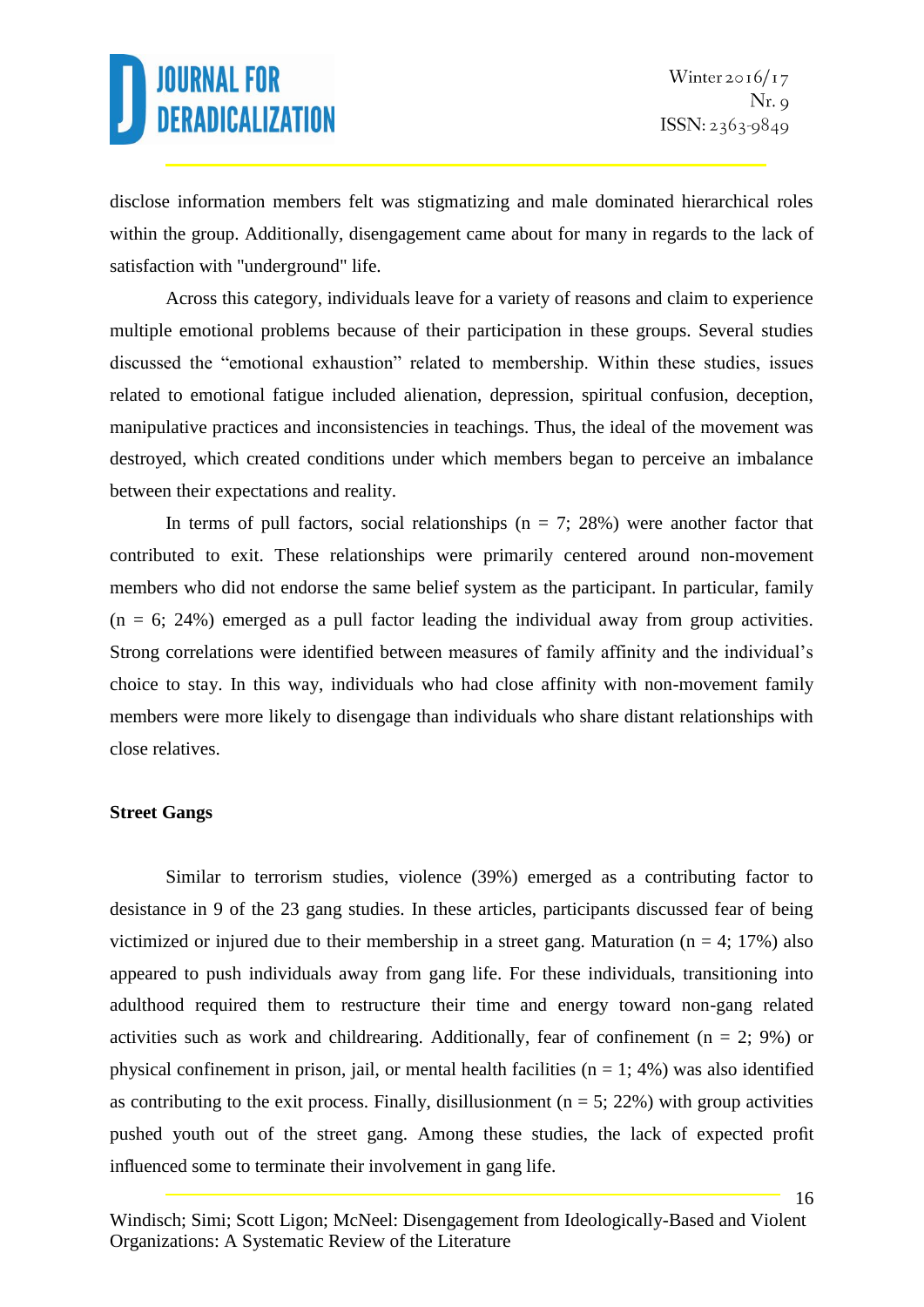disclose information members felt was stigmatizing and male dominated hierarchical roles within the group. Additionally, disengagement came about for many in regards to the lack of satisfaction with "underground" life.

Across this category, individuals leave for a variety of reasons and claim to experience multiple emotional problems because of their participation in these groups. Several studies discussed the "emotional exhaustion" related to membership. Within these studies, issues related to emotional fatigue included alienation, depression, spiritual confusion, deception, manipulative practices and inconsistencies in teachings. Thus, the ideal of the movement was destroyed, which created conditions under which members began to perceive an imbalance between their expectations and reality.

In terms of pull factors, social relationships (n = 7; 28%) were another factor that contributed to exit. These relationships were primarily centered around non-movement members who did not endorse the same belief system as the participant. In particular, family (n = 6; 24%) emerged as a pull factor leading the individual away from group activities. Strong correlations were identified between measures of family affinity and the individual's choice to stay. In this way, individuals who had close affinity with non-movement family members were more likely to disengage than individuals who share distant relationships with close relatives.

**Street Gangs**

Similar to terrorism studies, violence (39%) emerged as a contributing factor to desistance in 9 of the 23 gang studies. In these articles, participants discussed fear of being victimized or injured due to their membership in a street gang. Maturation (n = 4; 17%) also appeared to push individuals away from gang life. For these individuals, transitioning into adulthood required them to restructure their time and energy toward non-gang related activities such as work and childrearing. Additionally, fear of confinement (n = 2; 9%) or physical confinement in prison, jail, or mental health facilities (n = 1; 4%) was also identified as contributing to the exit process. Finally, disillusionment (n = 5; 22%) with group activities pushed youth out of the street gang. Among these studies, the lack of expected profit influenced some to terminate their involvement in gang life.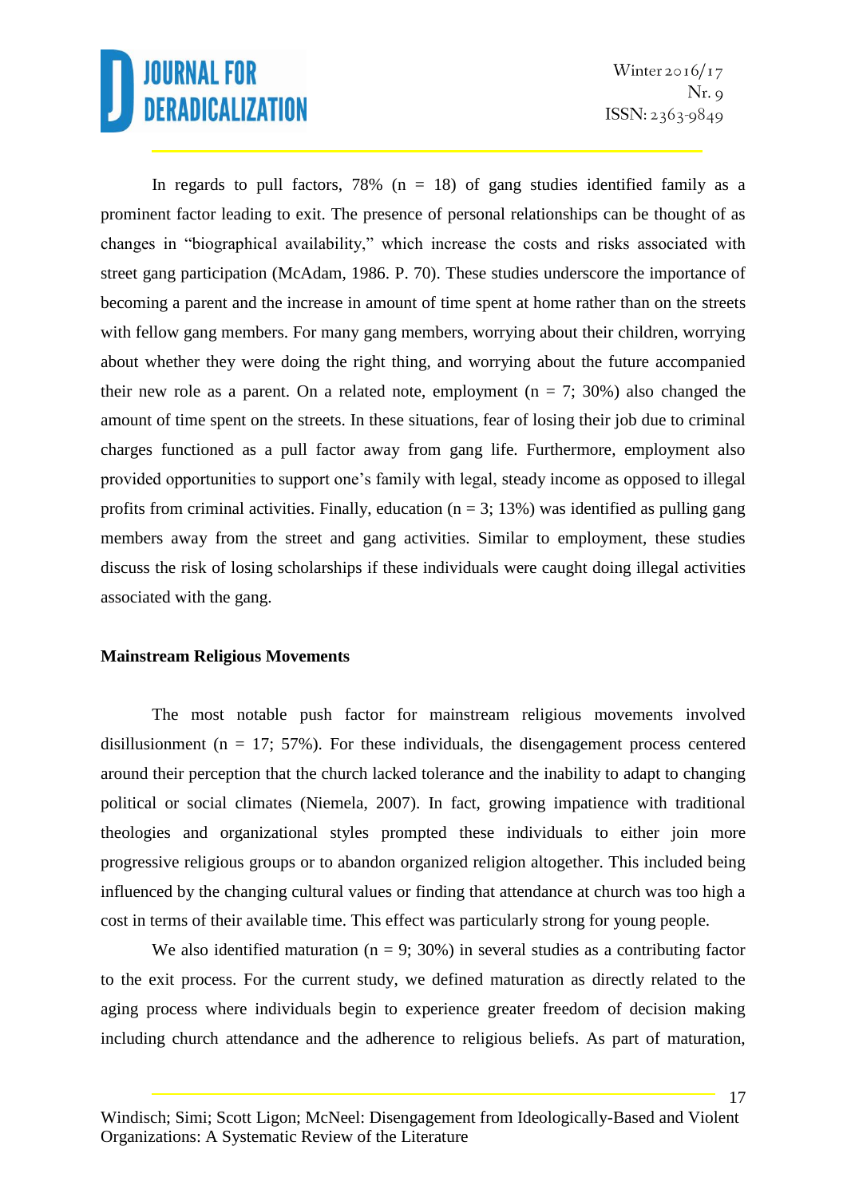In regards to pull factors, 78% (n = 18) of gang studies identified family as a prominent factor leading to exit. The presence of personal relationships can be thought of as changes in "biographical availability," which increase the costs and risks associated with street gang participation (McAdam, 1986. P. 70). These studies underscore the importance of becoming a parent and the increase in amount of time spent at home rather than on the streets with fellow gang members. For many gang members, worrying about their children, worrying about whether they were doing the right thing, and worrying about the future accompanied their new role as a parent. On a related note, employment (n = 7; 30%) also changed the amount of time spent on the streets. In these situations, fear of losing their job due to criminal charges functioned as a pull factor away from gang life. Furthermore, employment also provided opportunities to support one's family with legal, steady income as opposed to illegal profits from criminal activities. Finally, education (n = 3; 13%) was identified as pulling gang members away from the street and gang activities. Similar to employment, these studies discuss the risk of losing scholarships if these individuals were caught doing illegal activities associated with the gang.

**Mainstream Religious Movements**

The most notable push factor for mainstream religious movements involved disillusionment (n = 17; 57%). For these individuals, the disengagement process centered around their perception that the church lacked tolerance and the inability to adapt to changing political or social climates (Niemela, 2007). In fact, growing impatience with traditional theologies and organizational styles prompted these individuals to either join more progressive religious groups or to abandon organized religion altogether. This included being influenced by the changing cultural values or finding that attendance at church was too high a cost in terms of their available time. This effect was particularly strong for young people.

We also identified maturation (n = 9; 30%) in several studies as a contributing factor to the exit process. For the current study, we defined maturation as directly related to the aging process where individuals begin to experience greater freedom of decision making including church attendance and the adherence to religious beliefs. As part of maturation,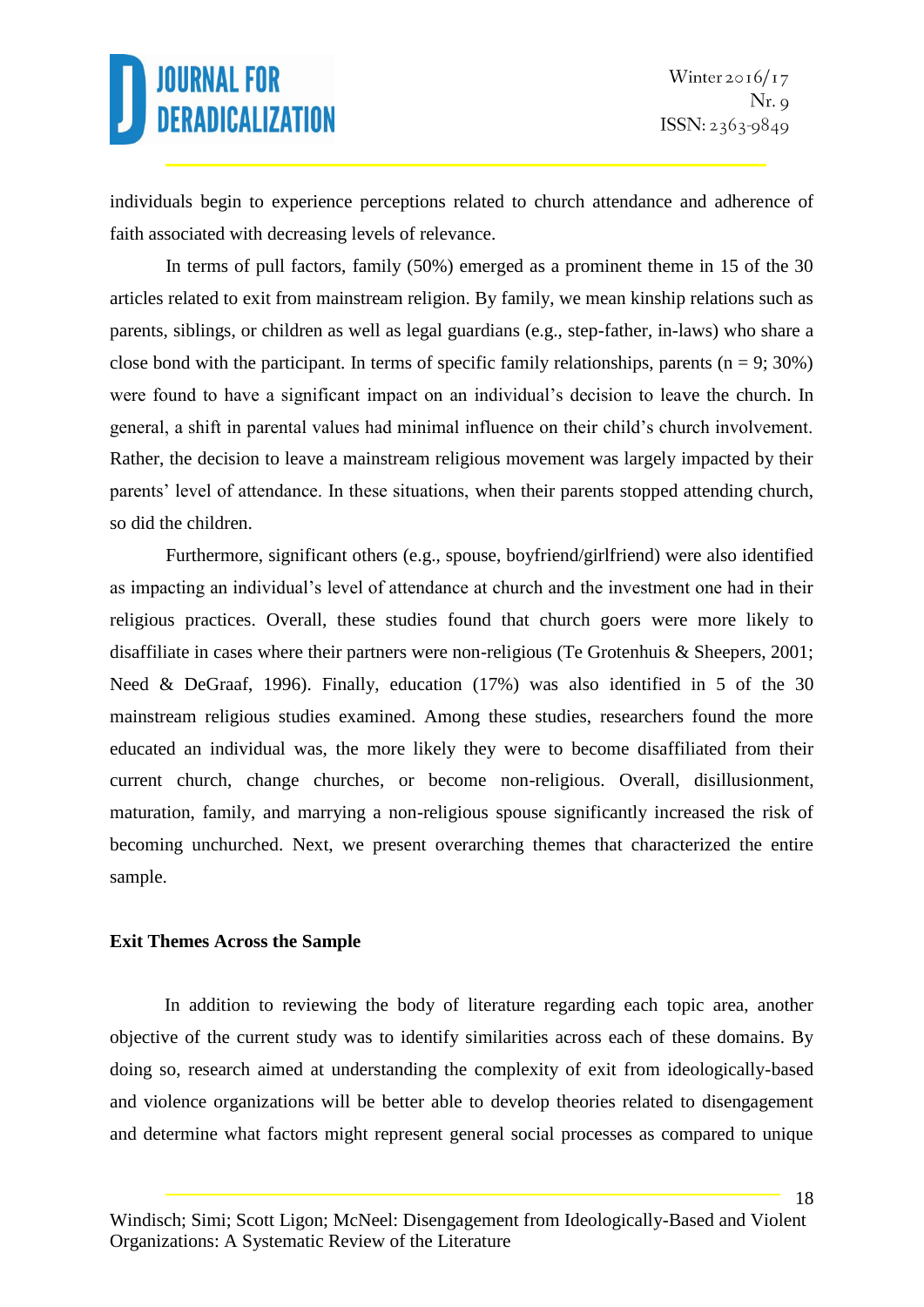individuals begin to experience perceptions related to church attendance and adherence of faith associated with decreasing levels of relevance.

In terms of pull factors, family (50%) emerged as a prominent theme in 15 of the 30 articles related to exit from mainstream religion. By family, we mean kinship relations such as parents, siblings, or children as well as legal guardians (e.g., step-father, in-laws) who share a close bond with the participant. In terms of specific family relationships, parents (n = 9; 30%) were found to have a significant impact on an individual's decision to leave the church. In general, a shift in parental values had minimal influence on their child's church involvement. Rather, the decision to leave a mainstream religious movement was largely impacted by their parents' level of attendance. In these situations, when their parents stopped attending church, so did the children.

Furthermore, significant others (e.g., spouse, boyfriend/girlfriend) were also identified as impacting an individual's level of attendance at church and the investment one had in their religious practices. Overall, these studies found that church goers were more likely to disaffiliate in cases where their partners were non-religious (Te Grotenhuis & Sheepers, 2001; Need & DeGraaf, 1996). Finally, education (17%) was also identified in 5 of the 30 mainstream religious studies examined. Among these studies, researchers found the more educated an individual was, the more likely they were to become disaffiliated from their current church, change churches, or become non-religious. Overall, disillusionment, maturation, family, and marrying a non-religious spouse significantly increased the risk of becoming unchurched. Next, we present overarching themes that characterized the entire sample.

### Exit Themes Across the Sample

In addition to reviewing the body of literature regarding each topic area, another objective of the current study was to identify similarities across each of these domains. By doing so, research aimed at understanding the complexity of exit from ideologically-based and violence organizations will be better able to develop theories related to disengagement and determine what factors might represent general social processes as compared to unique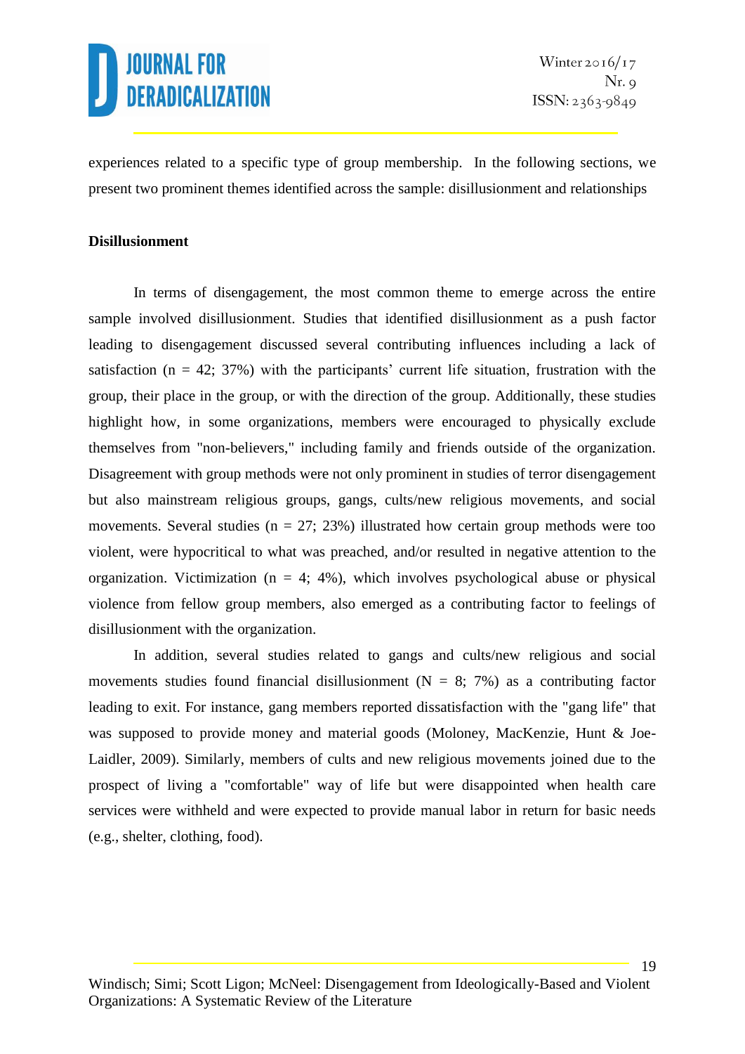experiences related to a specific type of group membership. In the following sections, we present two prominent themes identified across the sample: disillusionment and relationships

**Disillusionment**

In terms of disengagement, the most common theme to emerge across the entire sample involved disillusionment. Studies that identified disillusionment as a push factor leading to disengagement discussed several contributing influences including a lack of satisfaction (n = 42; 37%) with the participants' current life situation, frustration with the group, their place in the group, or with the direction of the group. Additionally, these studies highlight how, in some organizations, members were encouraged to physically exclude themselves from "non-believers," including family and friends outside of the organization. Disagreement with group methods were not only prominent in studies of terror disengagement but also mainstream religious groups, gangs, cults/new religious movements, and social movements. Several studies (n = 27; 23%) illustrated how certain group methods were too violent, were hypocritical to what was preached, and/or resulted in negative attention to the organization. Victimization (n = 4; 4%), which involves psychological abuse or physical violence from fellow group members, also emerged as a contributing factor to feelings of disillusionment with the organization.

In addition, several studies related to gangs and cults/new religious and social movements studies found financial disillusionment (N = 8; 7%) as a contributing factor leading to exit. For instance, gang members reported dissatisfaction with the "gang life" that was supposed to provide money and material goods (Moloney, MacKenzie, Hunt & Joe-Laidler, 2009). Similarly, members of cults and new religious movements joined due to the prospect of living a "comfortable" way of life but were disappointed when health care services were withheld and were expected to provide manual labor in return for basic needs (e.g., shelter, clothing, food).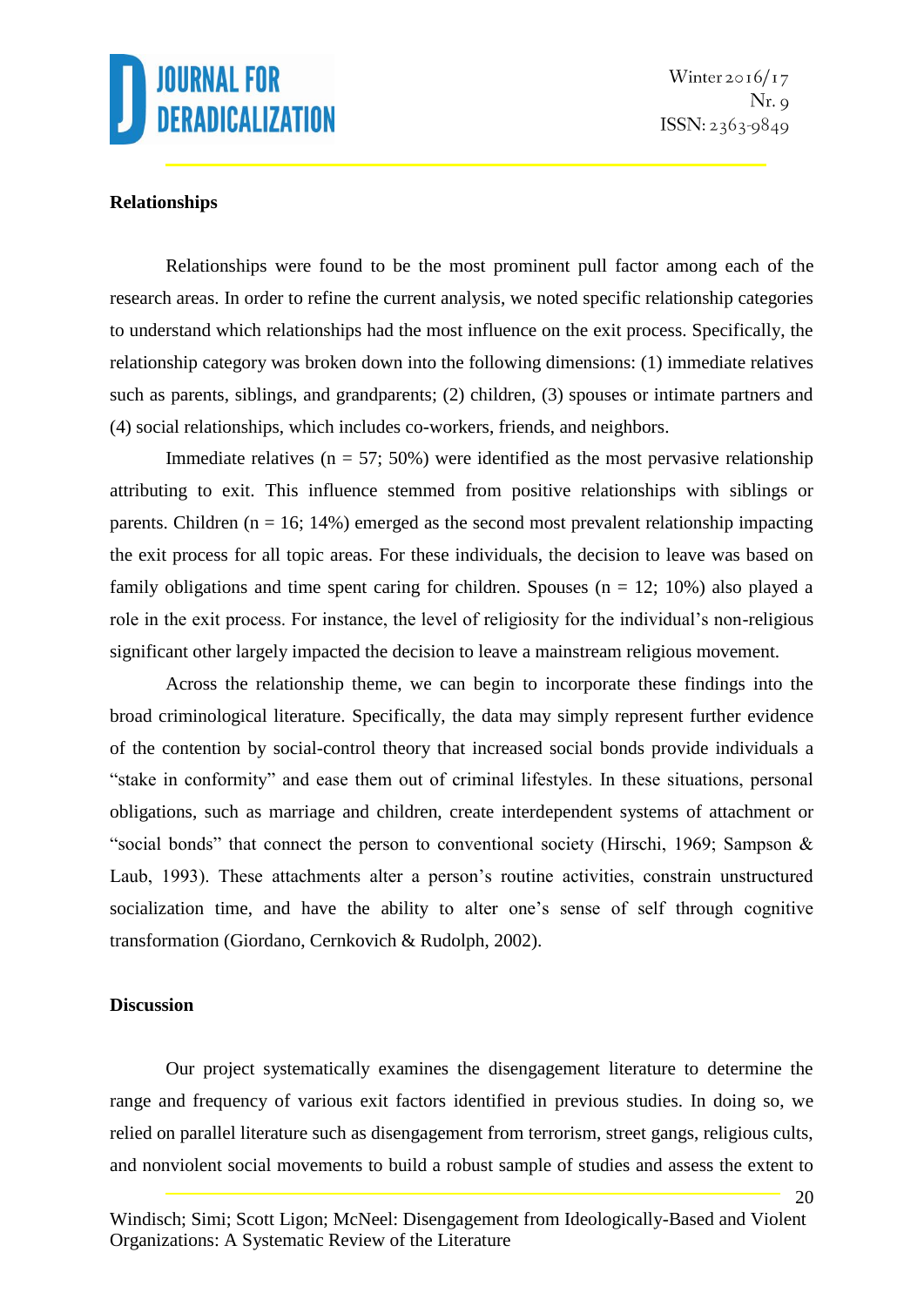**Relationships**

Relationships were found to be the most prominent pull factor among each of the research areas. In order to refine the current analysis, we noted specific relationship categories to understand which relationships had the most influence on the exit process. Specifically, the relationship category was broken down into the following dimensions: (1) immediate relatives such as parents, siblings, and grandparents; (2) children, (3) spouses or intimate partners and (4) social relationships, which includes co-workers, friends, and neighbors.

Immediate relatives (n = 57; 50%) were identified as the most pervasive relationship attributing to exit. This influence stemmed from positive relationships with siblings or parents. Children (n = 16; 14%) emerged as the second most prevalent relationship impacting the exit process for all topic areas. For these individuals, the decision to leave was based on family obligations and time spent caring for children. Spouses (n = 12; 10%) also played a role in the exit process. For instance, the level of religiosity for the individual's non-religious significant other largely impacted the decision to leave a mainstream religious movement.

Across the relationship theme, we can begin to incorporate these findings into the broad criminological literature. Specifically, the data may simply represent further evidence of the contention by social-control theory that increased social bonds provide individuals a "stake in conformity" and ease them out of criminal lifestyles. In these situations, personal obligations, such as marriage and children, create interdependent systems of attachment or "social bonds" that connect the person to conventional society (Hirschi, 1969; Sampson & Laub, 1993). These attachments alter a person's routine activities, constrain unstructured socialization time, and have the ability to alter one's sense of self through cognitive transformation (Giordano, Cernkovich & Rudolph, 2002).

**Discussion**

Our project systematically examines the disengagement literature to determine the range and frequency of various exit factors identified in previous studies. In doing so, we relied on parallel literature such as disengagement from terrorism, street gangs, religious cults, and nonviolent social movements to build a robust sample of studies and assess the extent to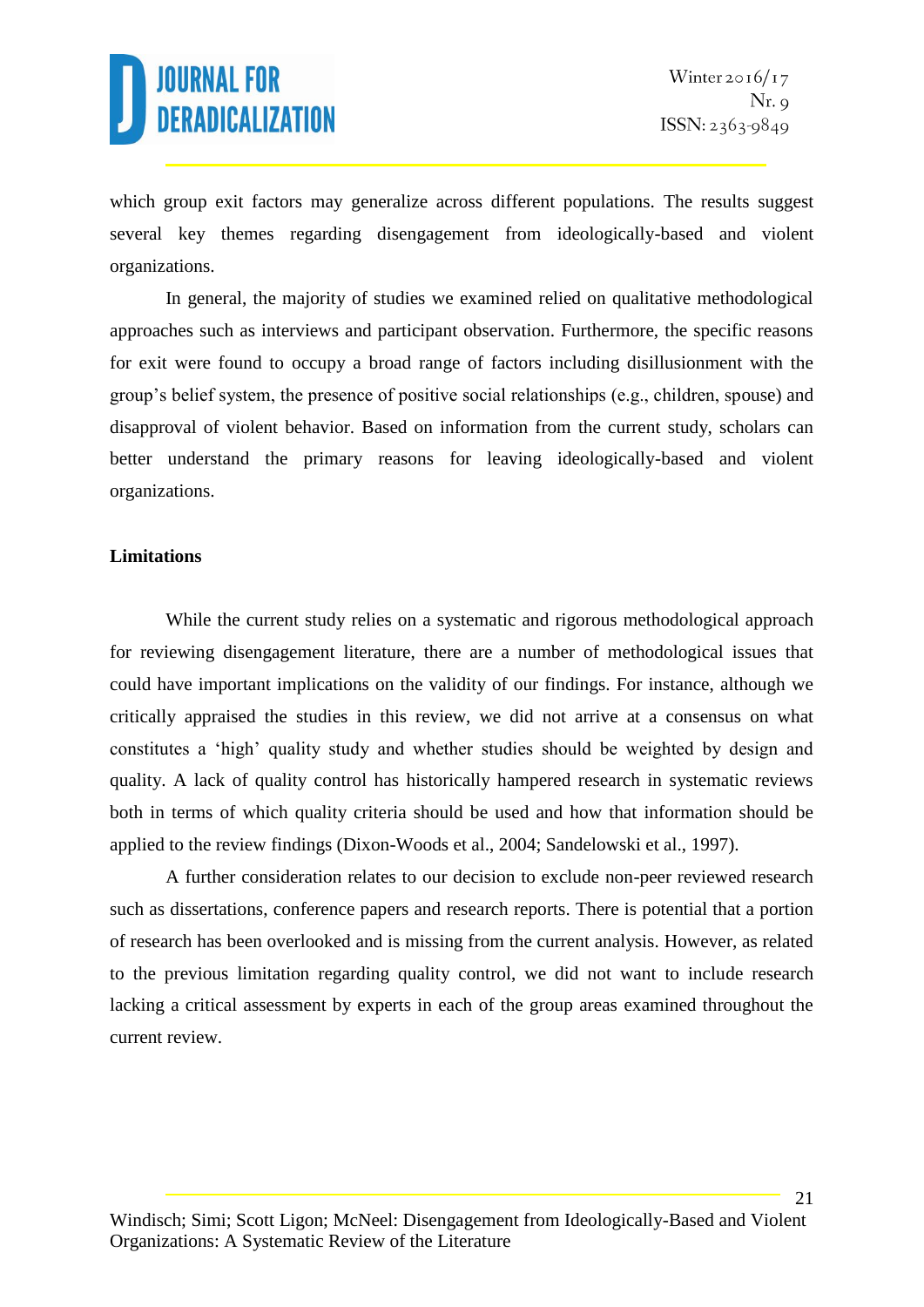which group exit factors may generalize across different populations. The results suggest several key themes regarding disengagement from ideologically-based and violent organizations.

In general, the majority of studies we examined relied on qualitative methodological approaches such as interviews and participant observation. Furthermore, the specific reasons for exit were found to occupy a broad range of factors including disillusionment with the group's belief system, the presence of positive social relationships (e.g., children, spouse) and disapproval of violent behavior. Based on information from the current study, scholars can better understand the primary reasons for leaving ideologically-based and violent organizations.

**Limitations**

While the current study relies on a systematic and rigorous methodological approach for reviewing disengagement literature, there are a number of methodological issues that could have important implications on the validity of our findings. For instance, although we critically appraised the studies in this review, we did not arrive at a consensus on what constitutes a 'high' quality study and whether studies should be weighted by design and quality. A lack of quality control has historically hampered research in systematic reviews both in terms of which quality criteria should be used and how that information should be applied to the review findings (Dixon-Woods et al., 2004; Sandelowski et al., 1997).

A further consideration relates to our decision to exclude non-peer reviewed research such as dissertations, conference papers and research reports. There is potential that a portion of research has been overlooked and is missing from the current analysis. However, as related to the previous limitation regarding quality control, we did not want to include research lacking a critical assessment by experts in each of the group areas examined throughout the current review.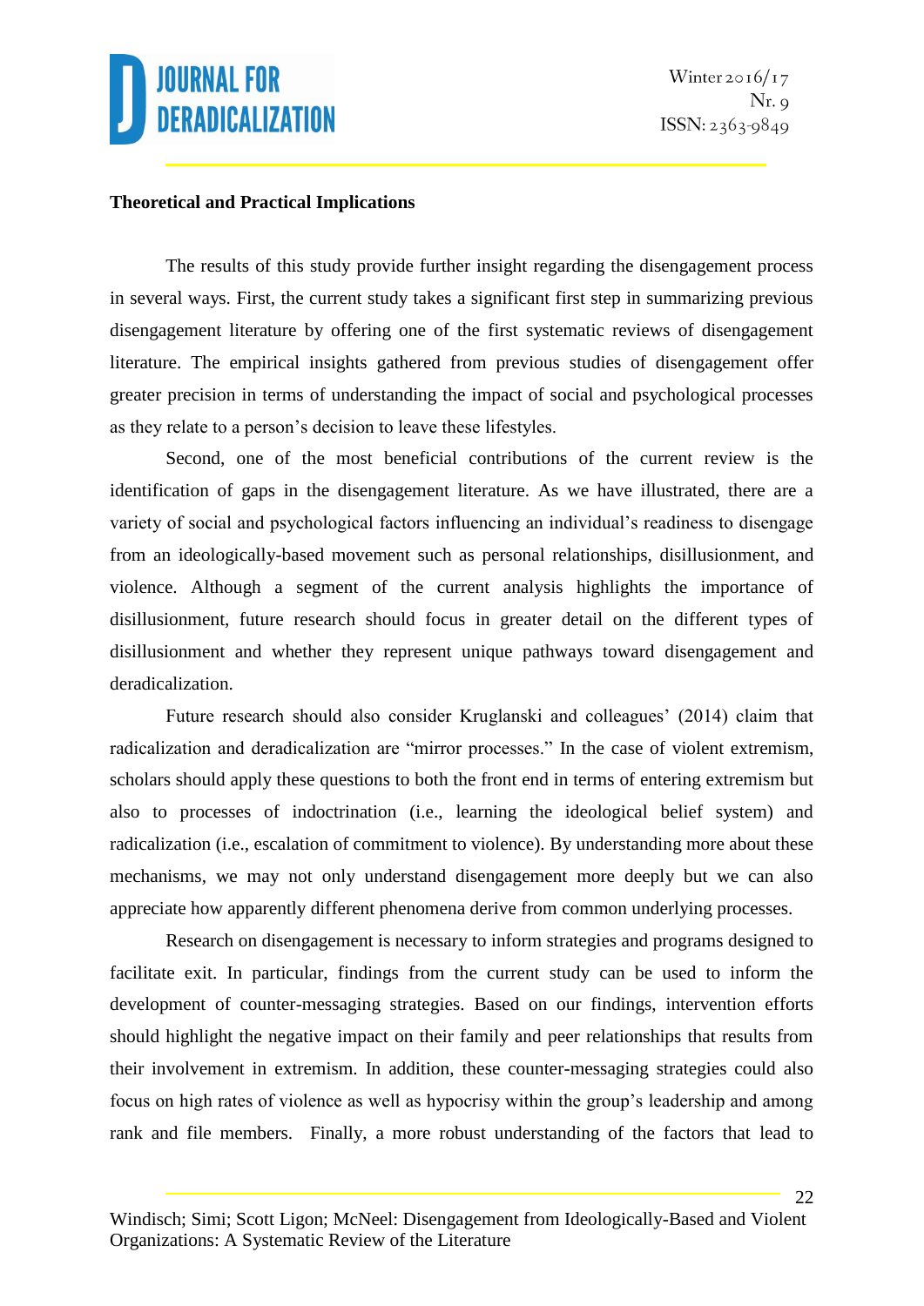**Theoretical and Practical Implications**

The results of this study provide further insight regarding the disengagement process in several ways. First, the current study takes a significant first step in summarizing previous disengagement literature by offering one of the first systematic reviews of disengagement literature. The empirical insights gathered from previous studies of disengagement offer greater precision in terms of understanding the impact of social and psychological processes as they relate to a person's decision to leave these lifestyles.

Second, one of the most beneficial contributions of the current review is the identification of gaps in the disengagement literature. As we have illustrated, there are a variety of social and psychological factors influencing an individual's readiness to disengage from an ideologically-based movement such as personal relationships, disillusionment, and violence. Although a segment of the current analysis highlights the importance of disillusionment, future research should focus in greater detail on the different types of disillusionment and whether they represent unique pathways toward disengagement and deradicalization.

Future research should also consider Kruglanski and colleagues' (2014) claim that radicalization and deradicalization are "mirror processes." In the case of violent extremism, scholars should apply these questions to both the front end in terms of entering extremism but also to processes of indoctrination (i.e., learning the ideological belief system) and radicalization (i.e., escalation of commitment to violence). By understanding more about these mechanisms, we may not only understand disengagement more deeply but we can also appreciate how apparently different phenomena derive from common underlying processes.

Research on disengagement is necessary to inform strategies and programs designed to facilitate exit. In particular, findings from the current study can be used to inform the development of counter-messaging strategies. Based on our findings, intervention efforts should highlight the negative impact on their family and peer relationships that results from their involvement in extremism. In addition, these counter-messaging strategies could also focus on high rates of violence as well as hypocrisy within the group's leadership and among rank and file members. Finally, a more robust understanding of the factors that lead to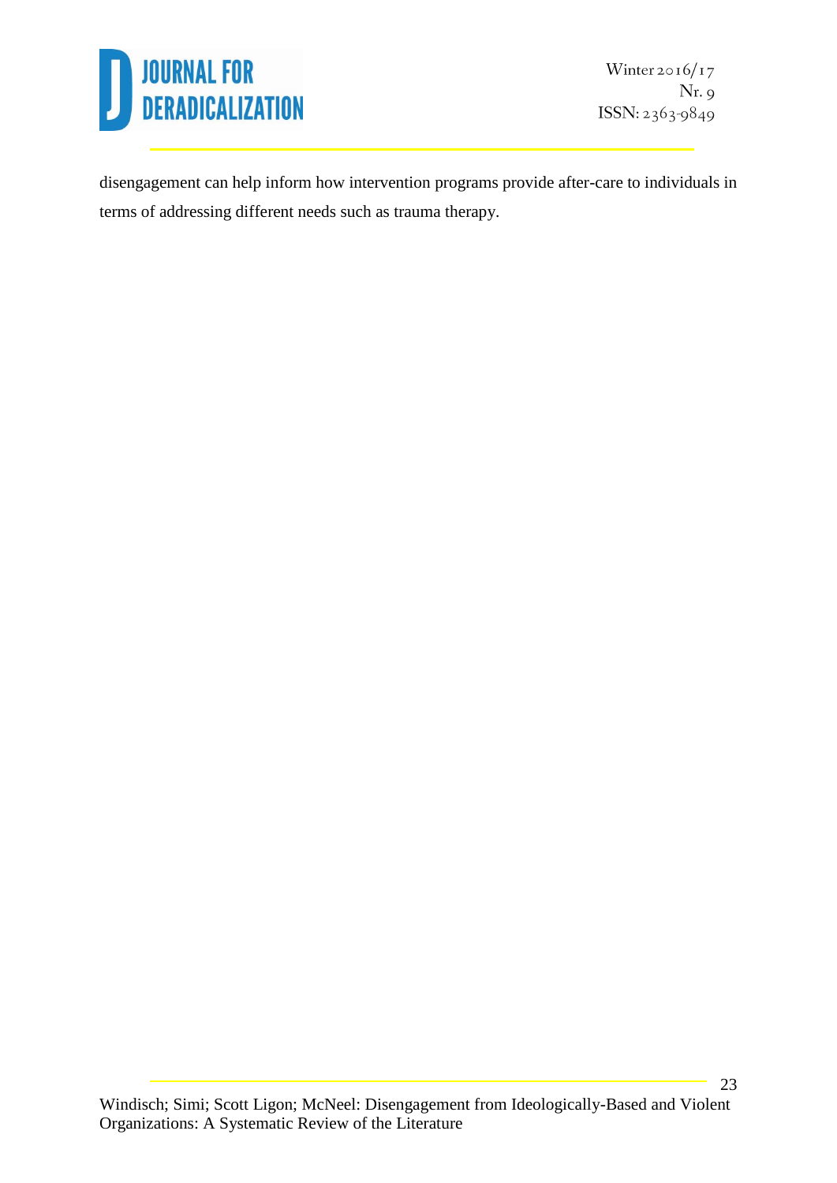disengagement can help inform how intervention programs provide after-care to individuals in terms of addressing different needs such as trauma therapy.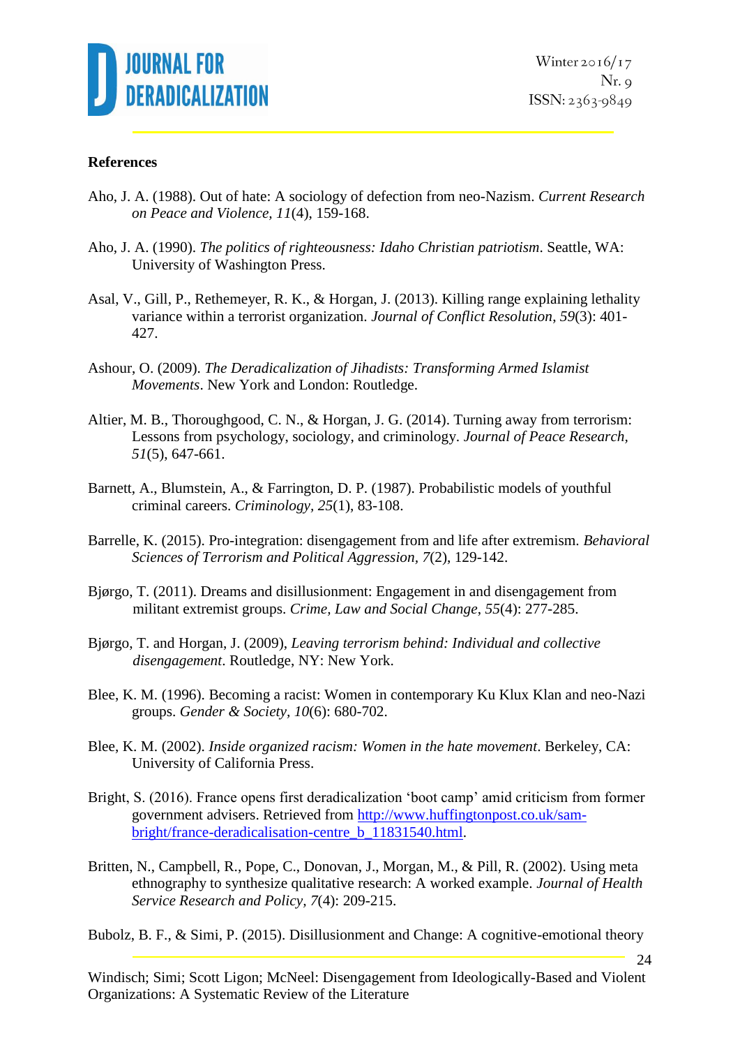**References**

Aho, J. A. (1988). Out of hate: A sociology of defection from neo-Nazism. *Current Research on Peace and Violence, 11*(4), 159-168.

Aho, J. A. (1990). *The politics of righteousness: Idaho Christian patriotism*. Seattle, WA: University of Washington Press.

Asal, V., Gill, P., Rethemeyer, R. K., & Horgan, J. (2013). Killing range explaining lethality variance within a terrorist organization. *Journal of Conflict Resolution*, *59*(3): 401-427.

Ashour, O. (2009). *The Deradicalization of Jihadists: Transforming Armed Islamist Movements*. New York and London: Routledge.

Altier, M. B., Thoroughgood, C. N., & Horgan, J. G. (2014). Turning away from terrorism: Lessons from psychology, sociology, and criminology. *Journal of Peace Research, 51*(5), 647-661.

Barnett, A., Blumstein, A., & Farrington, D. P. (1987). Probabilistic models of youthful criminal careers. *Criminology, 25*(1), 83-108.

Barrelle, K. (2015). Pro-integration: disengagement from and life after extremism. *Behavioral Sciences of Terrorism and Political Aggression, 7*(2), 129-142.

Bjørgo, T. (2011). Dreams and disillusionment: Engagement in and disengagement from militant extremist groups. *Crime, Law and Social Change, 55*(4): 277-285.

Bjørgo, T. and Horgan, J. (2009), *Leaving terrorism behind: Individual and collective disengagement*. Routledge, NY: New York.

Blee, K. M. (1996). Becoming a racist: Women in contemporary Ku Klux Klan and neo-Nazi groups. *Gender & Society, 10*(6): 680-702.

Blee, K. M. (2002). *Inside organized racism: Women in the hate movement*. Berkeley, CA: University of California Press.

Bright, S. (2016). France opens first deradicalization 'boot camp' amid criticism from former government advisers. Retrieved from http://www.huffingtonpost.co.uk/sam-bright/france-deradicalisation-centre_b_11831540.html.

Britten, N., Campbell, R., Pope, C., Donovan, J., Morgan, M., & Pill, R. (2002). Using meta ethnography to synthesize qualitative research: A worked example. *Journal of Health Service Research and Policy, 7*(4): 209-215.

Bubolz, B. F., & Simi, P. (2015). Disillusionment and Change: A cognitive-emotional theory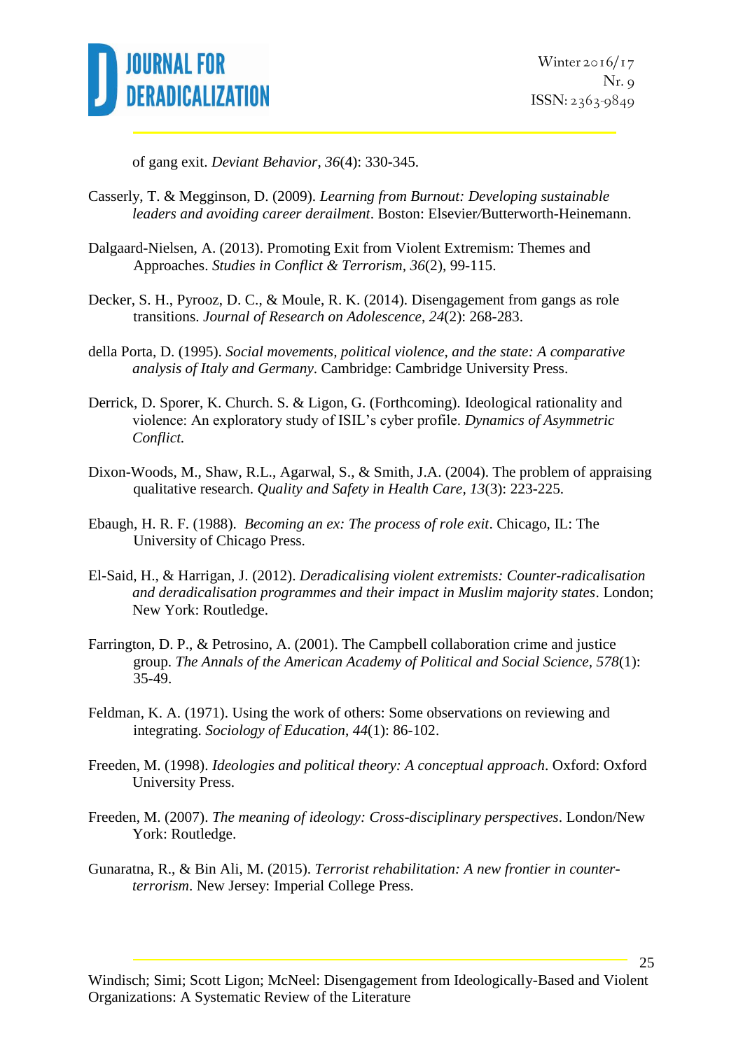of gang exit. *Deviant Behavior*, *36*(4): 330-345.

Casserly, T. & Megginson, D. (2009). *Learning from Burnout: Developing sustainable leaders and avoiding career derailment*. Boston: Elsevier/Butterworth-Heinemann.

Dalgaard-Nielsen, A. (2013). Promoting Exit from Violent Extremism: Themes and Approaches. *Studies in Conflict & Terrorism*, *36*(2), 99-115.

Decker, S. H., Pyrooz, D. C., & Moule, R. K. (2014). Disengagement from gangs as role transitions. *Journal of Research on Adolescence*, *24*(2): 268-283.

della Porta, D. (1995). *Social movements, political violence, and the state: A comparative analysis of Italy and Germany*. Cambridge: Cambridge University Press.

Derrick, D. Sporer, K. Church. S. & Ligon, G. (Forthcoming). Ideological rationality and violence: An exploratory study of ISIL's cyber profile. *Dynamics of Asymmetric Conflict.*

Dixon-Woods, M., Shaw, R.L., Agarwal, S., & Smith, J.A. (2004). The problem of appraising qualitative research. *Quality and Safety in Health Care, 13*(3): 223-225.

Ebaugh, H. R. F. (1988). *Becoming an ex: The process of role exit*. Chicago, IL: The University of Chicago Press.

El-Said, H., & Harrigan, J. (2012). *Deradicalising violent extremists: Counter-radicalisation and deradicalisation programmes and their impact in Muslim majority states*. London; New York: Routledge.

Farrington, D. P., & Petrosino, A. (2001). The Campbell collaboration crime and justice group. *The Annals of the American Academy of Political and Social Science*, *578*(1): 35-49.

Feldman, K. A. (1971). Using the work of others: Some observations on reviewing and integrating. *Sociology of Education*, *44*(1): 86-102.

Freeden, M. (1998). *Ideologies and political theory: A conceptual approach*. Oxford: Oxford University Press.

Freeden, M. (2007). *The meaning of ideology: Cross-disciplinary perspectives*. London/New York: Routledge.

Gunaratna, R., & Bin Ali, M. (2015). *Terrorist rehabilitation: A new frontier in counter-terrorism*. New Jersey: Imperial College Press.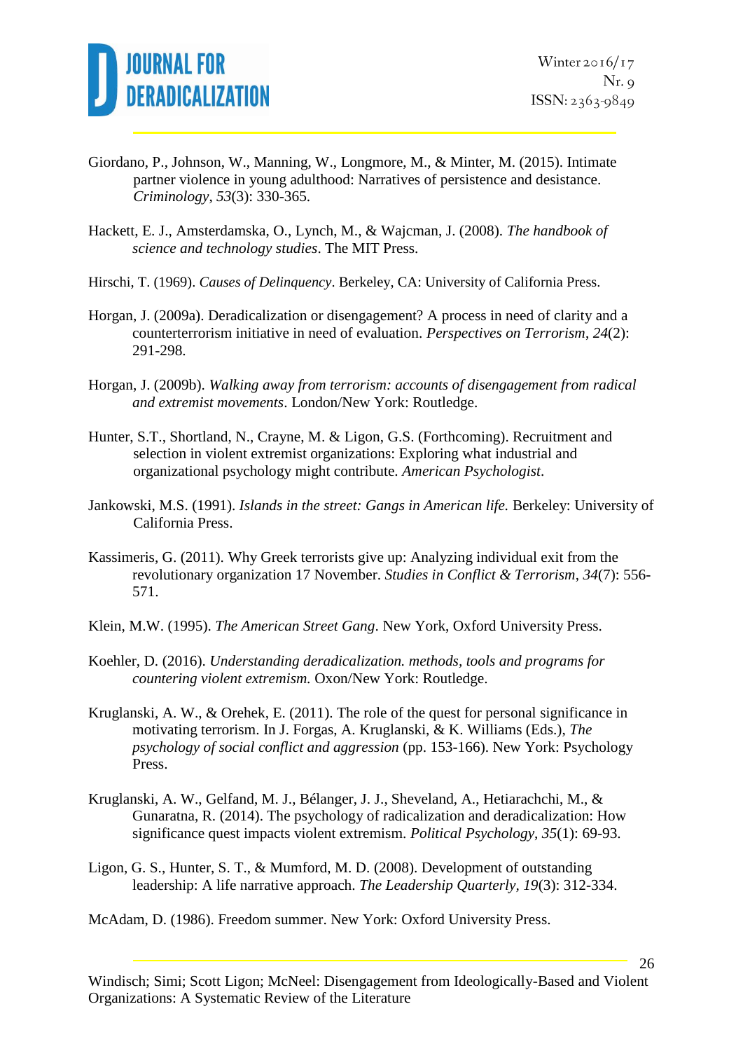Giordano, P., Johnson, W., Manning, W., Longmore, M., & Minter, M. (2015). Intimate partner violence in young adulthood: Narratives of persistence and desistance. *Criminology*, *53*(3): 330-365.

Hackett, E. J., Amsterdamska, O., Lynch, M., & Wajcman, J. (2008). *The handbook of science and technology studies*. The MIT Press.

Hirschi, T. (1969). *Causes of Delinquency*. Berkeley, CA: University of California Press.

Horgan, J. (2009a). Deradicalization or disengagement? A process in need of clarity and a counterterrorism initiative in need of evaluation. *Perspectives on Terrorism*, *24*(2): 291-298.

Horgan, J. (2009b). *Walking away from terrorism: accounts of disengagement from radical and extremist movements*. London/New York: Routledge.

Hunter, S.T., Shortland, N., Crayne, M. & Ligon, G.S. (Forthcoming). Recruitment and selection in violent extremist organizations: Exploring what industrial and organizational psychology might contribute. *American Psychologist*.

Jankowski, M.S. (1991). *Islands in the street: Gangs in American life.* Berkeley: University of California Press.

Kassimeris, G. (2011). Why Greek terrorists give up: Analyzing individual exit from the revolutionary organization 17 November. *Studies in Conflict & Terrorism*, *34*(7): 556-571.

Klein, M.W. (1995). *The American Street Gang*. New York, Oxford University Press.

Koehler, D. (2016). *Understanding deradicalization. methods, tools and programs for countering violent extremism.* Oxon/New York: Routledge.

Kruglanski, A. W., & Orehek, E. (2011). The role of the quest for personal significance in motivating terrorism. In J. Forgas, A. Kruglanski, & K. Williams (Eds.), *The psychology of social conflict and aggression* (pp. 153-166). New York: Psychology Press.

Kruglanski, A. W., Gelfand, M. J., Bélanger, J. J., Sheveland, A., Hetiarachchi, M., & Gunaratna, R. (2014). The psychology of radicalization and deradicalization: How significance quest impacts violent extremism. *Political Psychology*, *35*(1): 69-93.

Ligon, G. S., Hunter, S. T., & Mumford, M. D. (2008). Development of outstanding leadership: A life narrative approach. *The Leadership Quarterly*, *19*(3): 312-334.

McAdam, D. (1986). Freedom summer. New York: Oxford University Press.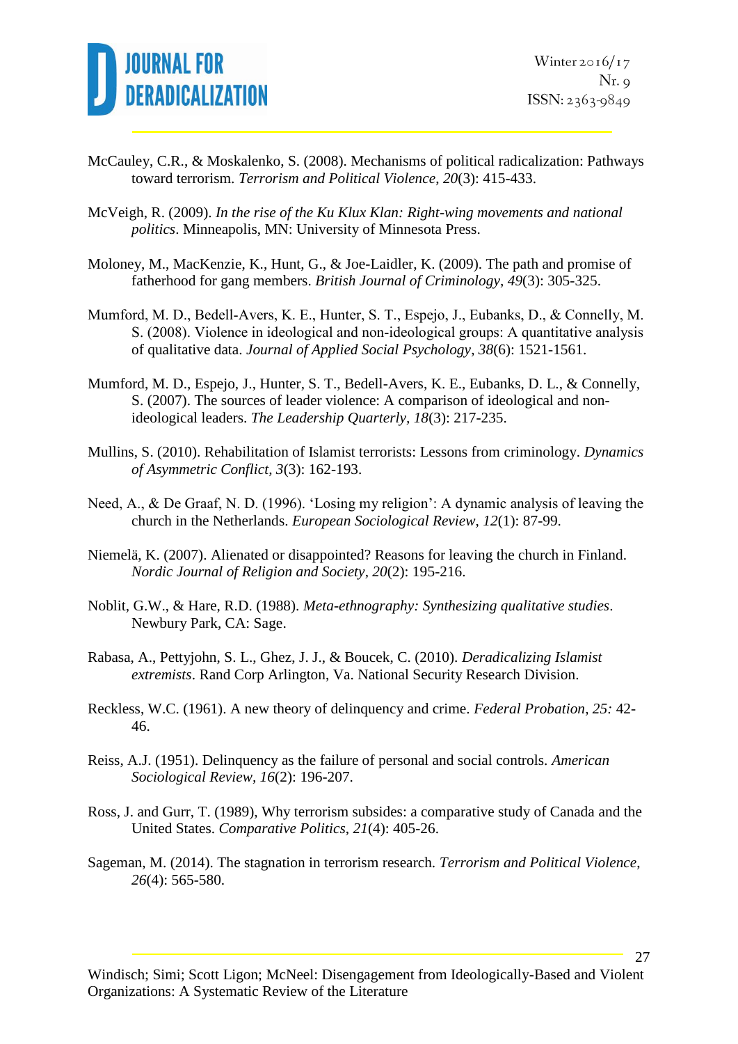McCauley, C.R., & Moskalenko, S. (2008). Mechanisms of political radicalization: Pathways toward terrorism. *Terrorism and Political Violence*, *20*(3): 415-433.

McVeigh, R. (2009). *In the rise of the Ku Klux Klan: Right-wing movements and national politics*. Minneapolis, MN: University of Minnesota Press.

Moloney, M., MacKenzie, K., Hunt, G., & Joe-Laidler, K. (2009). The path and promise of fatherhood for gang members. *British Journal of Criminology*, *49*(3): 305-325.

Mumford, M. D., Bedell-Avers, K. E., Hunter, S. T., Espejo, J., Eubanks, D., & Connelly, M. S. (2008). Violence in ideological and non-ideological groups: A quantitative analysis of qualitative data. *Journal of Applied Social Psychology*, *38*(6): 1521-1561.

Mumford, M. D., Espejo, J., Hunter, S. T., Bedell-Avers, K. E., Eubanks, D. L., & Connelly, S. (2007). The sources of leader violence: A comparison of ideological and non-ideological leaders. *The Leadership Quarterly*, *18*(3): 217-235.

Mullins, S. (2010). Rehabilitation of Islamist terrorists: Lessons from criminology. *Dynamics of Asymmetric Conflict*, *3*(3): 162-193.

Need, A., & De Graaf, N. D. (1996). 'Losing my religion': A dynamic analysis of leaving the church in the Netherlands. *European Sociological Review*, *12*(1): 87-99.

Niemelä, K. (2007). Alienated or disappointed? Reasons for leaving the church in Finland. *Nordic Journal of Religion and Society*, *20*(2): 195-216.

Noblit, G.W., & Hare, R.D. (1988). *Meta-ethnography: Synthesizing qualitative studies*. Newbury Park, CA: Sage.

Rabasa, A., Pettyjohn, S. L., Ghez, J. J., & Boucek, C. (2010). *Deradicalizing Islamist extremists*. Rand Corp Arlington, Va. National Security Research Division.

Reckless, W.C. (1961). A new theory of delinquency and crime. *Federal Probation*, *25:* 42-46.

Reiss, A.J. (1951). Delinquency as the failure of personal and social controls. *American Sociological Review*, *16*(2): 196-207.

Ross, J. and Gurr, T. (1989), Why terrorism subsides: a comparative study of Canada and the United States. *Comparative Politics*, *21*(4): 405-26.

Sageman, M. (2014). The stagnation in terrorism research. *Terrorism and Political Violence*, *26*(4): 565-580.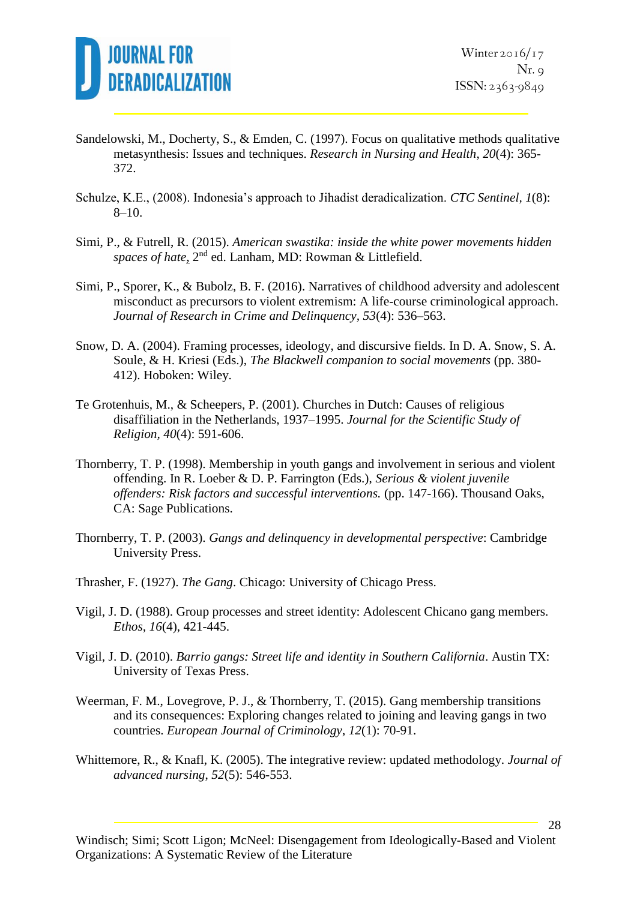Sandelowski, M., Docherty, S., & Emden, C. (1997). Focus on qualitative methods qualitative metasynthesis: Issues and techniques. *Research in Nursing and Health*, *20*(4): 365-372.

Schulze, K.E., (2008). Indonesia's approach to Jihadist deradicalization. *CTC Sentinel*, *1*(8): 8–10.

Simi, P., & Futrell, R. (2015). *American swastika: inside the white power movements hidden spaces of hate*, 2nd ed. Lanham, MD: Rowman & Littlefield.

Simi, P., Sporer, K., & Bubolz, B. F. (2016). Narratives of childhood adversity and adolescent misconduct as precursors to violent extremism: A life-course criminological approach. *Journal of Research in Crime and Delinquency*, *53*(4): 536–563.

Snow, D. A. (2004). Framing processes, ideology, and discursive fields. In D. A. Snow, S. A. Soule, & H. Kriesi (Eds.), *The Blackwell companion to social movements* (pp. 380-412). Hoboken: Wiley.

Te Grotenhuis, M., & Scheepers, P. (2001). Churches in Dutch: Causes of religious disaffiliation in the Netherlands, 1937–1995. *Journal for the Scientific Study of Religion*, *40*(4): 591-606.

Thornberry, T. P. (1998). Membership in youth gangs and involvement in serious and violent offending. In R. Loeber & D. P. Farrington (Eds.), *Serious & violent juvenile offenders: Risk factors and successful interventions.* (pp. 147-166). Thousand Oaks, CA: Sage Publications.

Thornberry, T. P. (2003). *Gangs and delinquency in developmental perspective*: Cambridge University Press.

Thrasher, F. (1927). *The Gang*. Chicago: University of Chicago Press.

Vigil, J. D. (1988). Group processes and street identity: Adolescent Chicano gang members. *Ethos*, *16*(4), 421-445.

Vigil, J. D. (2010). *Barrio gangs: Street life and identity in Southern California*. Austin TX: University of Texas Press.

Weerman, F. M., Lovegrove, P. J., & Thornberry, T. (2015). Gang membership transitions and its consequences: Exploring changes related to joining and leaving gangs in two countries. *European Journal of Criminology*, *12*(1): 70-91.

Whittemore, R., & Knafl, K. (2005). The integrative review: updated methodology. *Journal of advanced nursing*, *52*(5): 546-553.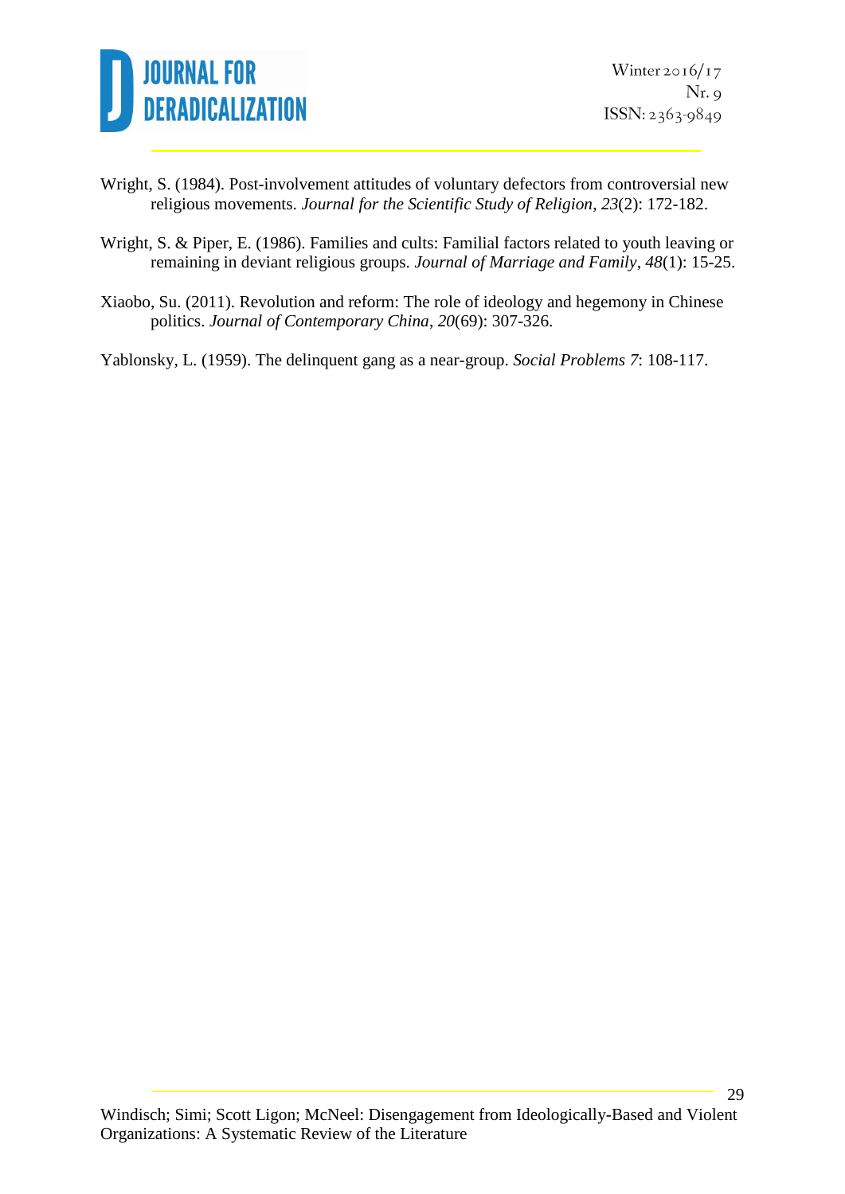Wright, S. (1984). Post-involvement attitudes of voluntary defectors from controversial new religious movements. *Journal for the Scientific Study of Religion*, *23*(2): 172-182.

Wright, S. & Piper, E. (1986). Families and cults: Familial factors related to youth leaving or remaining in deviant religious groups. *Journal of Marriage and Family*, *48*(1): 15-25.

Xiaobo, Su. (2011). Revolution and reform: The role of ideology and hegemony in Chinese politics. *Journal of Contemporary China*, *20*(69): 307-326.

Yablonsky, L. (1959). The delinquent gang as a near-group. *Social Problems 7*: 108-117.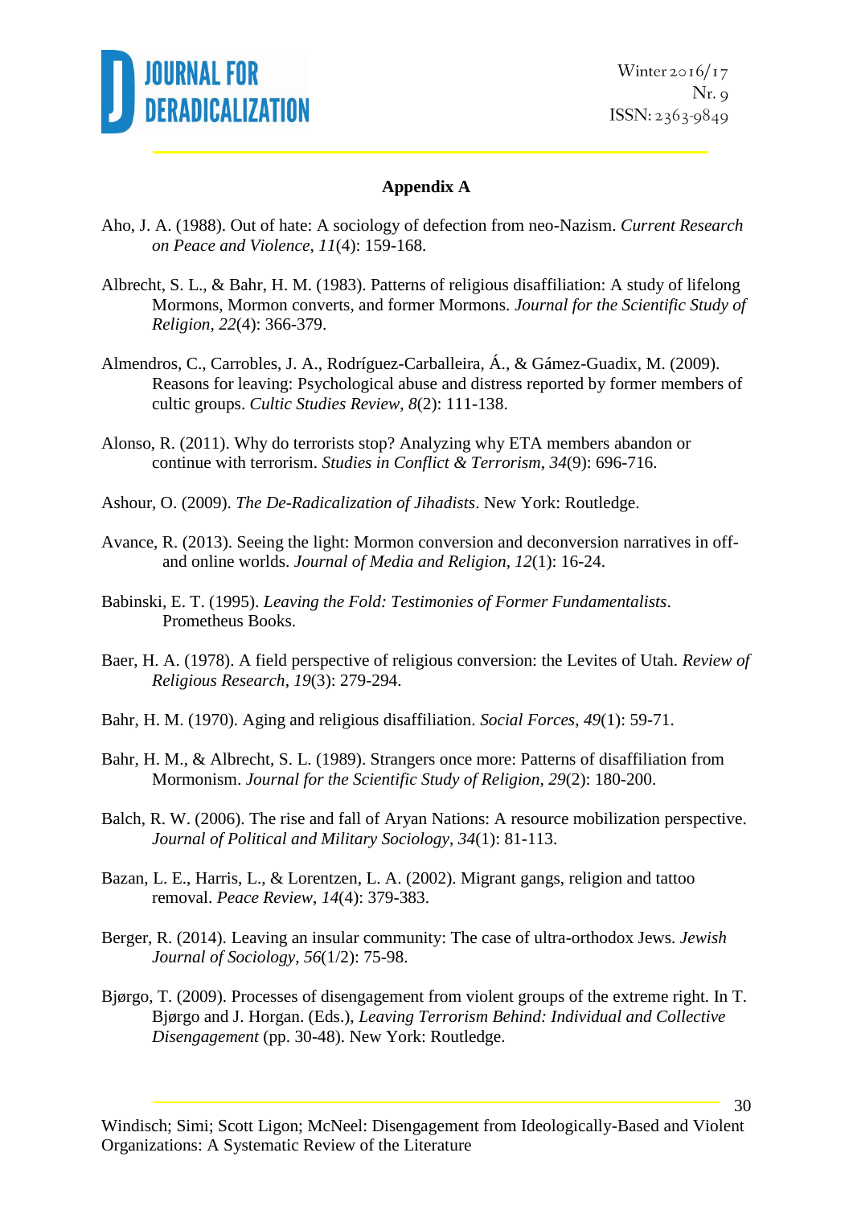## Appendix A

Aho, J. A. (1988). Out of hate: A sociology of defection from neo-Nazism. *Current Research on Peace and Violence, 11*(4): 159-168.

Albrecht, S. L., & Bahr, H. M. (1983). Patterns of religious disaffiliation: A study of lifelong Mormons, Mormon converts, and former Mormons. *Journal for the Scientific Study of Religion*, *22*(4): 366-379.

Almendros, C., Carrobles, J. A., Rodríguez-Carballeira, Á., & Gámez-Guadix, M. (2009). Reasons for leaving: Psychological abuse and distress reported by former members of cultic groups. *Cultic Studies Review*, *8*(2): 111-138.

Alonso, R. (2011). Why do terrorists stop? Analyzing why ETA members abandon or continue with terrorism. *Studies in Conflict & Terrorism*, *34*(9): 696-716.

Ashour, O. (2009). *The De-Radicalization of Jihadists*. New York: Routledge.

Avance, R. (2013). Seeing the light: Mormon conversion and deconversion narratives in off- and online worlds. *Journal of Media and Religion*, *12*(1): 16-24.

Babinski, E. T. (1995). *Leaving the Fold: Testimonies of Former Fundamentalists*. Prometheus Books.

Baer, H. A. (1978). A field perspective of religious conversion: the Levites of Utah. *Review of Religious Research*, *19*(3): 279-294.

Bahr, H. M. (1970). Aging and religious disaffiliation. *Social Forces*, *49*(1): 59-71.

Bahr, H. M., & Albrecht, S. L. (1989). Strangers once more: Patterns of disaffiliation from Mormonism. *Journal for the Scientific Study of Religion*, *29*(2): 180-200.

Balch, R. W. (2006). The rise and fall of Aryan Nations: A resource mobilization perspective. *Journal of Political and Military Sociology*, *34*(1): 81-113.

Bazan, L. E., Harris, L., & Lorentzen, L. A. (2002). Migrant gangs, religion and tattoo removal. *Peace Review*, *14*(4): 379-383.

Berger, R. (2014). Leaving an insular community: The case of ultra-orthodox Jews. *Jewish Journal of Sociology*, *56*(1/2): 75-98.

Bjørgo, T. (2009). Processes of disengagement from violent groups of the extreme right. In T. Bjørgo and J. Horgan. (Eds.), *Leaving Terrorism Behind: Individual and Collective Disengagement* (pp. 30-48). New York: Routledge.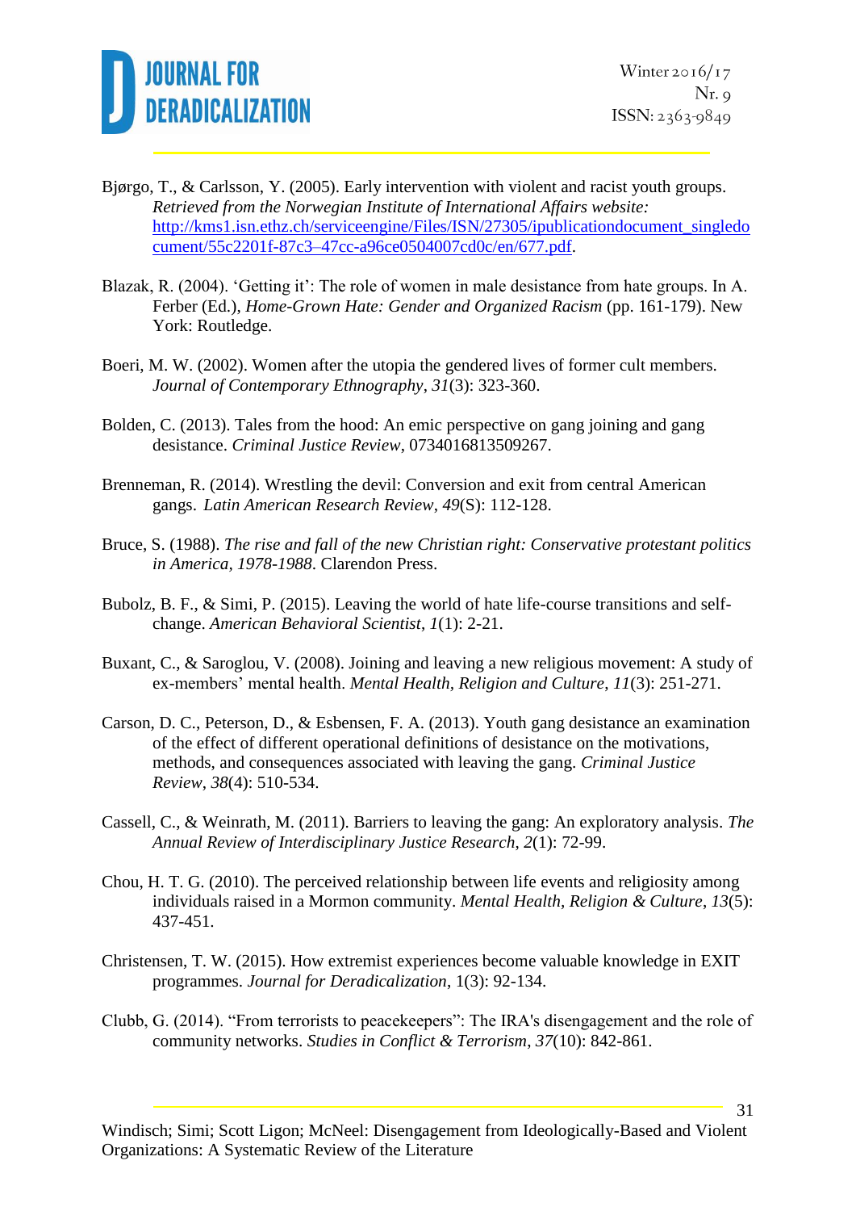Bjørgo, T., & Carlsson, Y. (2005). Early intervention with violent and racist youth groups. *Retrieved from the Norwegian Institute of International Affairs website:* http://kms1.isn.ethz.ch/serviceengine/Files/ISN/27305/ipublicationdocument_singledocument/55c2201f-87c3–47cc-a96ce0504007cd0c/en/677.pdf.

Blazak, R. (2004). 'Getting it': The role of women in male desistance from hate groups. In A. Ferber (Ed.), *Home-Grown Hate: Gender and Organized Racism* (pp. 161-179). New York: Routledge.

Boeri, M. W. (2002). Women after the utopia the gendered lives of former cult members. *Journal of Contemporary Ethnography*, *31*(3): 323-360.

Bolden, C. (2013). Tales from the hood: An emic perspective on gang joining and gang desistance. *Criminal Justice Review*, 0734016813509267.

Brenneman, R. (2014). Wrestling the devil: Conversion and exit from central American gangs. *Latin American Research Review*, *49*(S): 112-128.

Bruce, S. (1988). *The rise and fall of the new Christian right: Conservative protestant politics in America, 1978-1988*. Clarendon Press.

Bubolz, B. F., & Simi, P. (2015). Leaving the world of hate life-course transitions and self-change. *American Behavioral Scientist*, *1*(1): 2-21.

Buxant, C., & Saroglou, V. (2008). Joining and leaving a new religious movement: A study of ex-members' mental health. *Mental Health, Religion and Culture*, *11*(3): 251-271.

Carson, D. C., Peterson, D., & Esbensen, F. A. (2013). Youth gang desistance an examination of the effect of different operational definitions of desistance on the motivations, methods, and consequences associated with leaving the gang. *Criminal Justice Review*, *38*(4): 510-534.

Cassell, C., & Weinrath, M. (2011). Barriers to leaving the gang: An exploratory analysis. *The Annual Review of Interdisciplinary Justice Research*, *2*(1): 72-99.

Chou, H. T. G. (2010). The perceived relationship between life events and religiosity among individuals raised in a Mormon community. *Mental Health, Religion & Culture*, *13*(5): 437-451.

Christensen, T. W. (2015). How extremist experiences become valuable knowledge in EXIT programmes. *Journal for Deradicalization*, 1(3): 92-134.

Clubb, G. (2014). "From terrorists to peacekeepers": The IRA's disengagement and the role of community networks. *Studies in Conflict & Terrorism*, *37*(10): 842-861.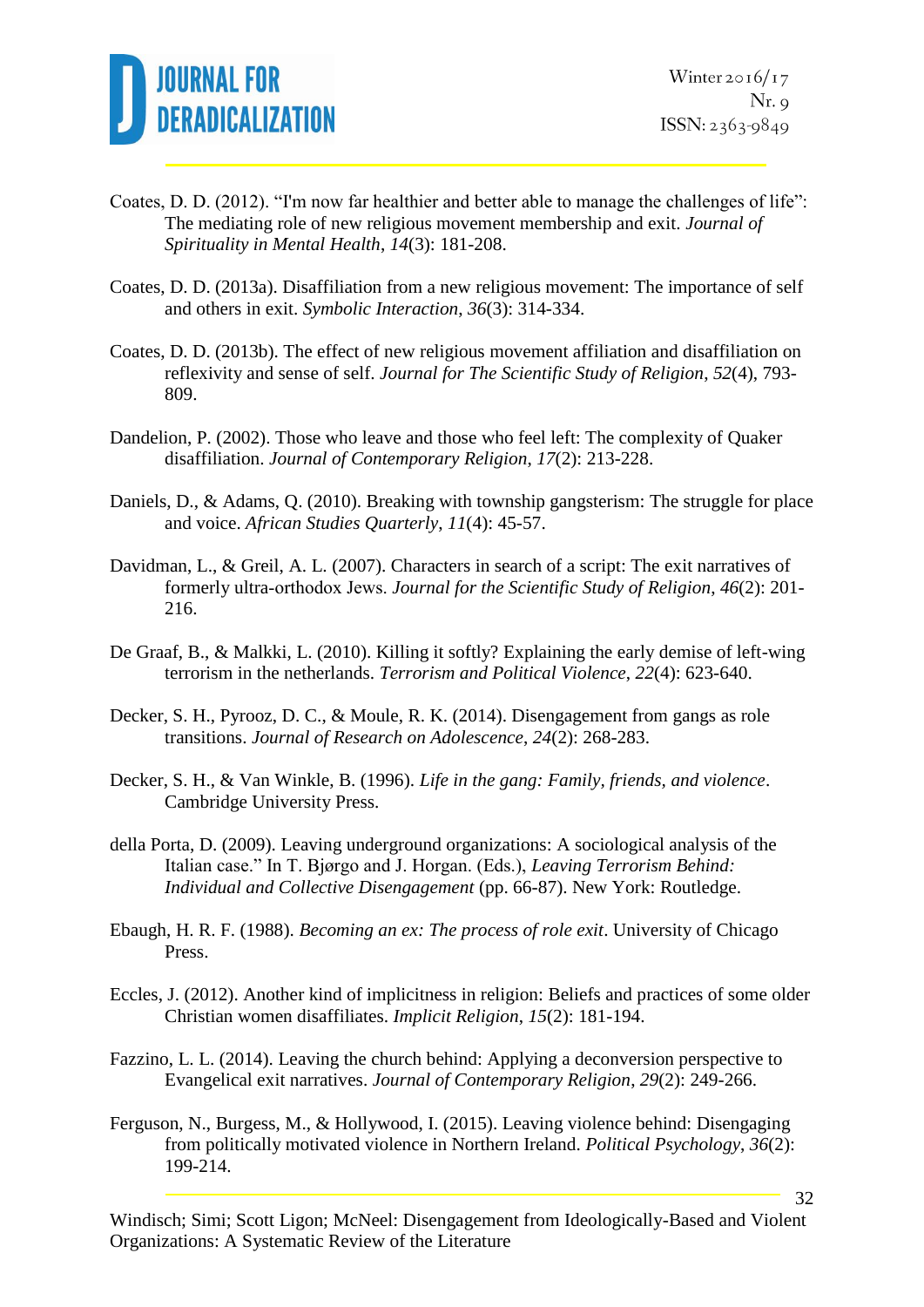Coates, D. D. (2012). "I'm now far healthier and better able to manage the challenges of life": The mediating role of new religious movement membership and exit. *Journal of Spirituality in Mental Health*, *14*(3): 181-208.

Coates, D. D. (2013a). Disaffiliation from a new religious movement: The importance of self and others in exit. *Symbolic Interaction*, *36*(3): 314-334.

Coates, D. D. (2013b). The effect of new religious movement affiliation and disaffiliation on reflexivity and sense of self. *Journal for The Scientific Study of Religion*, *52*(4), 793-809.

Dandelion, P. (2002). Those who leave and those who feel left: The complexity of Quaker disaffiliation. *Journal of Contemporary Religion*, *17*(2): 213-228.

Daniels, D., & Adams, Q. (2010). Breaking with township gangsterism: The struggle for place and voice. *African Studies Quarterly*, *11*(4): 45-57.

Davidman, L., & Greil, A. L. (2007). Characters in search of a script: The exit narratives of formerly ultra-orthodox Jews. *Journal for the Scientific Study of Religion*, *46*(2): 201-216.

De Graaf, B., & Malkki, L. (2010). Killing it softly? Explaining the early demise of left-wing terrorism in the netherlands. *Terrorism and Political Violence*, *22*(4): 623-640.

Decker, S. H., Pyrooz, D. C., & Moule, R. K. (2014). Disengagement from gangs as role transitions. *Journal of Research on Adolescence*, *24*(2): 268-283.

Decker, S. H., & Van Winkle, B. (1996). *Life in the gang: Family, friends, and violence*. Cambridge University Press.

della Porta, D. (2009). Leaving underground organizations: A sociological analysis of the Italian case." In T. Bjørgo and J. Horgan. (Eds.), *Leaving Terrorism Behind: Individual and Collective Disengagement* (pp. 66-87). New York: Routledge.

Ebaugh, H. R. F. (1988). *Becoming an ex: The process of role exit*. University of Chicago Press.

Eccles, J. (2012). Another kind of implicitness in religion: Beliefs and practices of some older Christian women disaffiliates. *Implicit Religion*, *15*(2): 181-194.

Fazzino, L. L. (2014). Leaving the church behind: Applying a deconversion perspective to Evangelical exit narratives. *Journal of Contemporary Religion*, *29*(2): 249-266.

Ferguson, N., Burgess, M., & Hollywood, I. (2015). Leaving violence behind: Disengaging from politically motivated violence in Northern Ireland. *Political Psychology*, *36*(2): 199-214.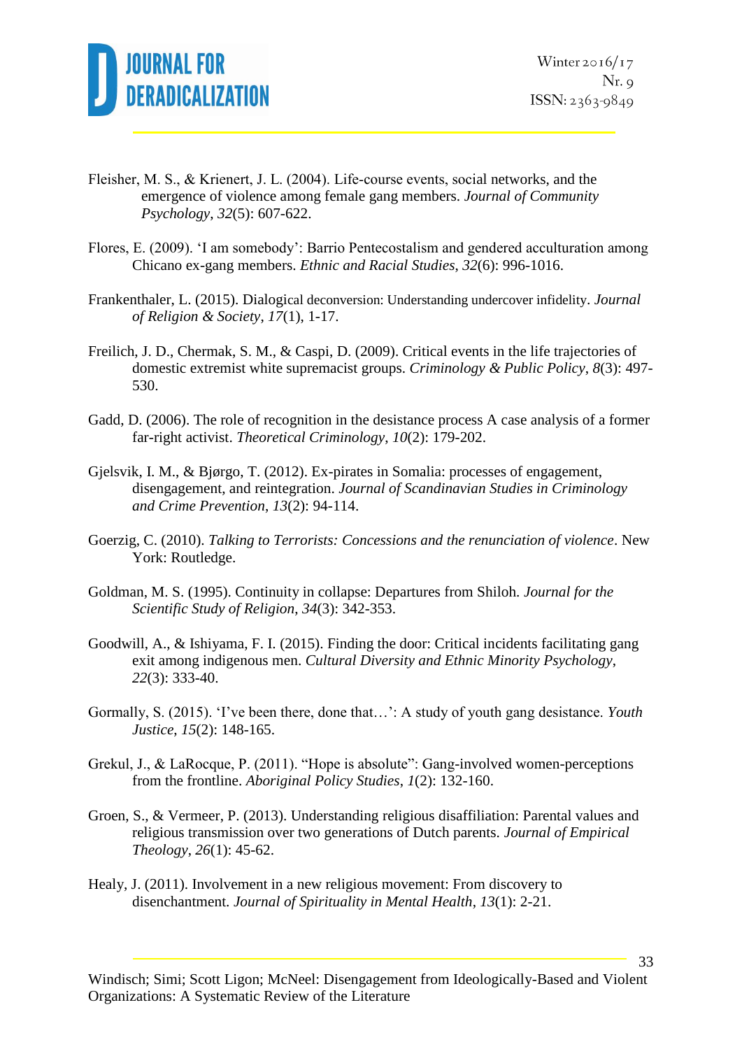Fleisher, M. S., & Krienert, J. L. (2004). Life-course events, social networks, and the emergence of violence among female gang members. *Journal of Community Psychology*, *32*(5): 607-622.

Flores, E. (2009). 'I am somebody': Barrio Pentecostalism and gendered acculturation among Chicano ex-gang members. *Ethnic and Racial Studies*, *32*(6): 996-1016.

Frankenthaler, L. (2015). Dialogical deconversion: Understanding undercover infidelity. *Journal of Religion & Society, 17*(1), 1-17.

Freilich, J. D., Chermak, S. M., & Caspi, D. (2009). Critical events in the life trajectories of domestic extremist white supremacist groups. *Criminology & Public Policy, 8*(3): 497-530.

Gadd, D. (2006). The role of recognition in the desistance process A case analysis of a former far-right activist. *Theoretical Criminology, 10*(2): 179-202.

Gjelsvik, I. M., & Bjørgo, T. (2012). Ex-pirates in Somalia: processes of engagement, disengagement, and reintegration. *Journal of Scandinavian Studies in Criminology and Crime Prevention*, *13*(2): 94-114.

Goerzig, C. (2010). *Talking to Terrorists: Concessions and the renunciation of violence*. New York: Routledge.

Goldman, M. S. (1995). Continuity in collapse: Departures from Shiloh. *Journal for the Scientific Study of Religion*, *34*(3): 342-353.

Goodwill, A., & Ishiyama, F. I. (2015). Finding the door: Critical incidents facilitating gang exit among indigenous men. *Cultural Diversity and Ethnic Minority Psychology*, *22*(3): 333-40.

Gormally, S. (2015). 'I've been there, done that…': A study of youth gang desistance. *Youth Justice*, *15*(2): 148-165.

Grekul, J., & LaRocque, P. (2011). "Hope is absolute": Gang-involved women-perceptions from the frontline. *Aboriginal Policy Studies*, *1*(2): 132-160.

Groen, S., & Vermeer, P. (2013). Understanding religious disaffiliation: Parental values and religious transmission over two generations of Dutch parents. *Journal of Empirical Theology*, *26*(1): 45-62.

Healy, J. (2011). Involvement in a new religious movement: From discovery to disenchantment. *Journal of Spirituality in Mental Health*, *13*(1): 2-21.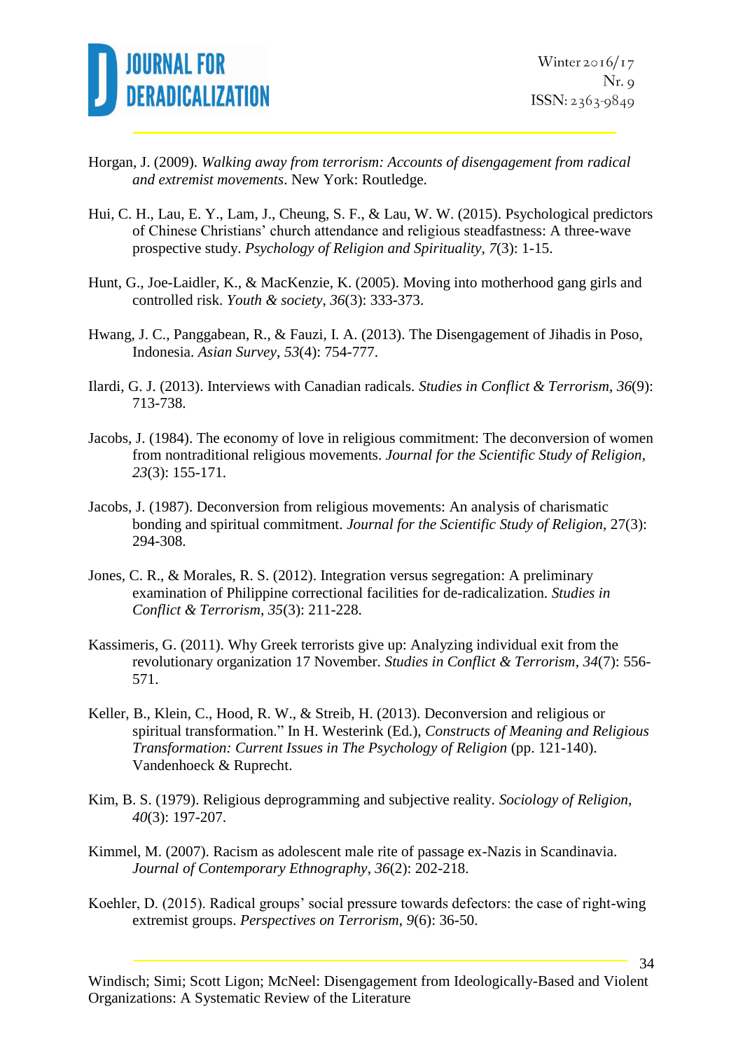Horgan, J. (2009). *Walking away from terrorism: Accounts of disengagement from radical and extremist movements*. New York: Routledge.

Hui, C. H., Lau, E. Y., Lam, J., Cheung, S. F., & Lau, W. W. (2015). Psychological predictors of Chinese Christians' church attendance and religious steadfastness: A three-wave prospective study. *Psychology of Religion and Spirituality*, *7*(3): 1-15.

Hunt, G., Joe-Laidler, K., & MacKenzie, K. (2005). Moving into motherhood gang girls and controlled risk. *Youth & society*, *36*(3): 333-373.

Hwang, J. C., Panggabean, R., & Fauzi, I. A. (2013). The Disengagement of Jihadis in Poso, Indonesia. *Asian Survey*, *53*(4): 754-777.

Ilardi, G. J. (2013). Interviews with Canadian radicals. *Studies in Conflict & Terrorism*, *36*(9): 713-738.

Jacobs, J. (1984). The economy of love in religious commitment: The deconversion of women from nontraditional religious movements. *Journal for the Scientific Study of Religion*, *23*(3): 155-171.

Jacobs, J. (1987). Deconversion from religious movements: An analysis of charismatic bonding and spiritual commitment. *Journal for the Scientific Study of Religion*, 27(3): 294-308.

Jones, C. R., & Morales, R. S. (2012). Integration versus segregation: A preliminary examination of Philippine correctional facilities for de-radicalization. *Studies in Conflict & Terrorism*, *35*(3): 211-228.

Kassimeris, G. (2011). Why Greek terrorists give up: Analyzing individual exit from the revolutionary organization 17 November. *Studies in Conflict & Terrorism*, *34*(7): 556-571.

Keller, B., Klein, C., Hood, R. W., & Streib, H. (2013). Deconversion and religious or spiritual transformation." In H. Westerink (Ed.), *Constructs of Meaning and Religious Transformation: Current Issues in The Psychology of Religion* (pp. 121-140). Vandenhoeck & Ruprecht.

Kim, B. S. (1979). Religious deprogramming and subjective reality. *Sociology of Religion*, *40*(3): 197-207.

Kimmel, M. (2007). Racism as adolescent male rite of passage ex-Nazis in Scandinavia. *Journal of Contemporary Ethnography*, *36*(2): 202-218.

Koehler, D. (2015). Radical groups' social pressure towards defectors: the case of right-wing extremist groups. *Perspectives on Terrorism*, *9*(6): 36-50.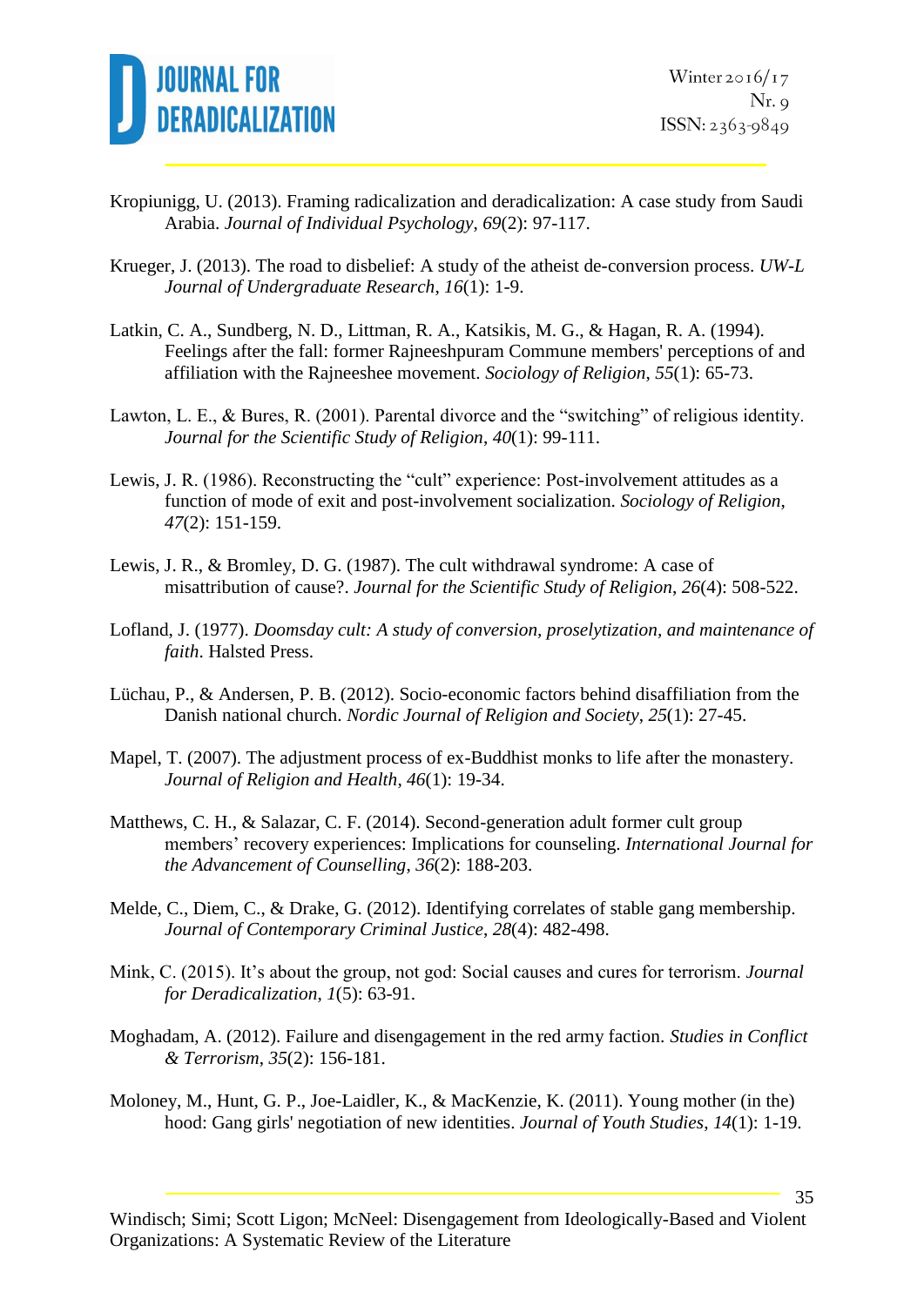Kropiunigg, U. (2013). Framing radicalization and deradicalization: A case study from Saudi Arabia. *Journal of Individual Psychology*, *69*(2): 97-117.

Krueger, J. (2013). The road to disbelief: A study of the atheist de-conversion process. *UW-L Journal of Undergraduate Research*, *16*(1): 1-9.

Latkin, C. A., Sundberg, N. D., Littman, R. A., Katsikis, M. G., & Hagan, R. A. (1994). Feelings after the fall: former Rajneeshpuram Commune members' perceptions of and affiliation with the Rajneeshee movement. *Sociology of Religion*, *55*(1): 65-73.

Lawton, L. E., & Bures, R. (2001). Parental divorce and the "switching" of religious identity. *Journal for the Scientific Study of Religion*, *40*(1): 99-111.

Lewis, J. R. (1986). Reconstructing the "cult" experience: Post-involvement attitudes as a function of mode of exit and post-involvement socialization. *Sociology of Religion*, *47*(2): 151-159.

Lewis, J. R., & Bromley, D. G. (1987). The cult withdrawal syndrome: A case of misattribution of cause?. *Journal for the Scientific Study of Religion*, *26*(4): 508-522.

Lofland, J. (1977). *Doomsday cult: A study of conversion, proselytization, and maintenance of faith*. Halsted Press.

Lüchau, P., & Andersen, P. B. (2012). Socio-economic factors behind disaffiliation from the Danish national church. *Nordic Journal of Religion and Society*, *25*(1): 27-45.

Mapel, T. (2007). The adjustment process of ex-Buddhist monks to life after the monastery. *Journal of Religion and Health*, *46*(1): 19-34.

Matthews, C. H., & Salazar, C. F. (2014). Second-generation adult former cult group members' recovery experiences: Implications for counseling. *International Journal for the Advancement of Counselling*, *36*(2): 188-203.

Melde, C., Diem, C., & Drake, G. (2012). Identifying correlates of stable gang membership. *Journal of Contemporary Criminal Justice*, *28*(4): 482-498.

Mink, C. (2015). It's about the group, not god: Social causes and cures for terrorism. *Journal for Deradicalization*, *1*(5): 63-91.

Moghadam, A. (2012). Failure and disengagement in the red army faction. *Studies in Conflict & Terrorism*, *35*(2): 156-181.

Moloney, M., Hunt, G. P., Joe-Laidler, K., & MacKenzie, K. (2011). Young mother (in the) hood: Gang girls' negotiation of new identities. *Journal of Youth Studies*, *14*(1): 1-19.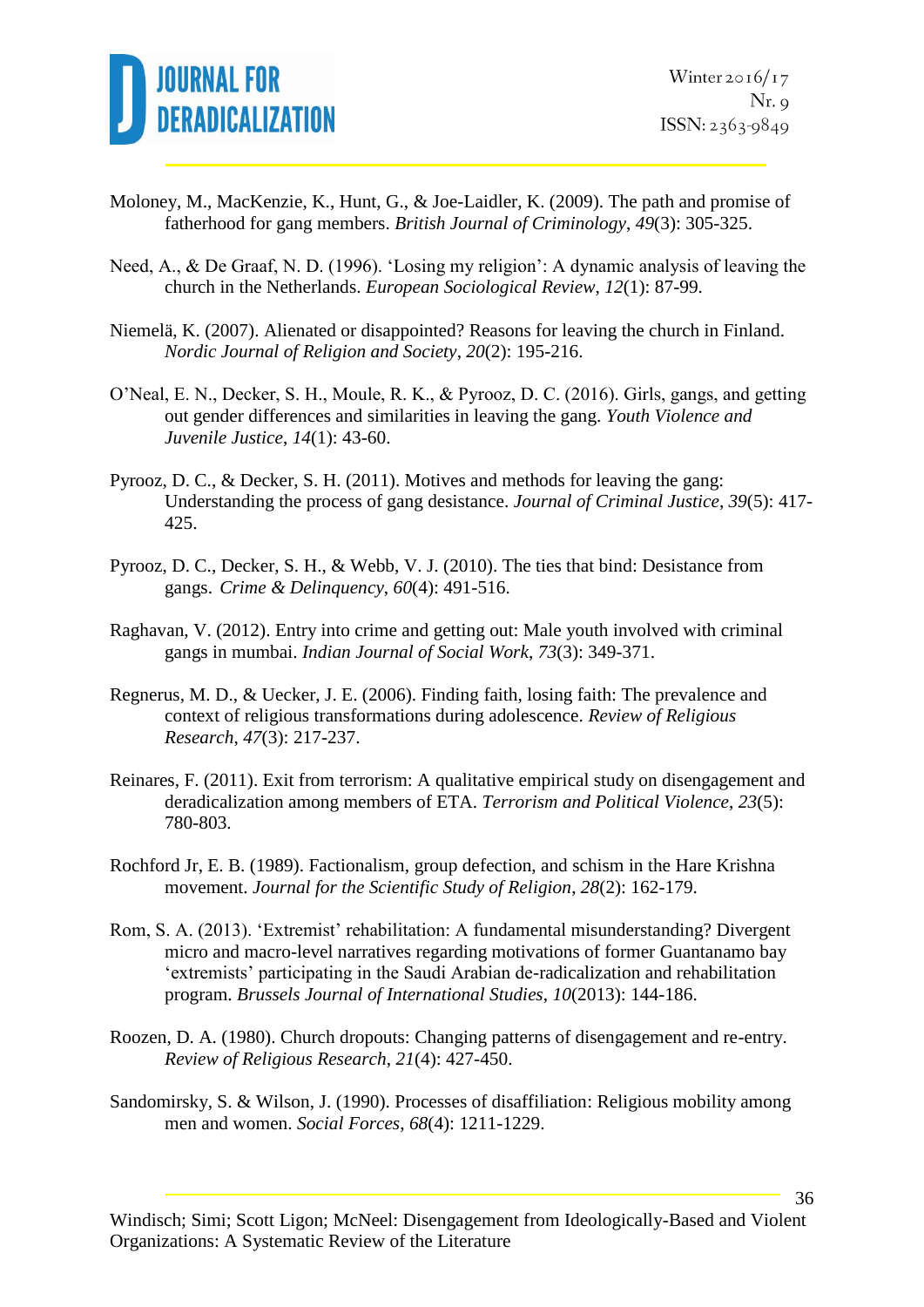Moloney, M., MacKenzie, K., Hunt, G., & Joe-Laidler, K. (2009). The path and promise of fatherhood for gang members. *British Journal of Criminology*, *49*(3): 305-325.

Need, A., & De Graaf, N. D. (1996). 'Losing my religion': A dynamic analysis of leaving the church in the Netherlands. *European Sociological Review*, *12*(1): 87-99.

Niemelä, K. (2007). Alienated or disappointed? Reasons for leaving the church in Finland. *Nordic Journal of Religion and Society*, *20*(2): 195-216.

O'Neal, E. N., Decker, S. H., Moule, R. K., & Pyrooz, D. C. (2016). Girls, gangs, and getting out gender differences and similarities in leaving the gang. *Youth Violence and Juvenile Justice*, *14*(1): 43-60.

Pyrooz, D. C., & Decker, S. H. (2011). Motives and methods for leaving the gang: Understanding the process of gang desistance. *Journal of Criminal Justice*, *39*(5): 417-425.

Pyrooz, D. C., Decker, S. H., & Webb, V. J. (2010). The ties that bind: Desistance from gangs. *Crime & Delinquency*, *60*(4): 491-516.

Raghavan, V. (2012). Entry into crime and getting out: Male youth involved with criminal gangs in mumbai. *Indian Journal of Social Work*, *73*(3): 349-371.

Regnerus, M. D., & Uecker, J. E. (2006). Finding faith, losing faith: The prevalence and context of religious transformations during adolescence. *Review of Religious Research*, *47*(3): 217-237.

Reinares, F. (2011). Exit from terrorism: A qualitative empirical study on disengagement and deradicalization among members of ETA. *Terrorism and Political Violence*, *23*(5): 780-803.

Rochford Jr, E. B. (1989). Factionalism, group defection, and schism in the Hare Krishna movement. *Journal for the Scientific Study of Religion*, *28*(2): 162-179.

Rom, S. A. (2013). 'Extremist' rehabilitation: A fundamental misunderstanding? Divergent micro and macro-level narratives regarding motivations of former Guantanamo bay 'extremists' participating in the Saudi Arabian de-radicalization and rehabilitation program. *Brussels Journal of International Studies*, *10*(2013): 144-186.

Roozen, D. A. (1980). Church dropouts: Changing patterns of disengagement and re-entry. *Review of Religious Research*, *21*(4): 427-450.

Sandomirsky, S. & Wilson, J. (1990). Processes of disaffiliation: Religious mobility among men and women. *Social Forces*, *68*(4): 1211-1229.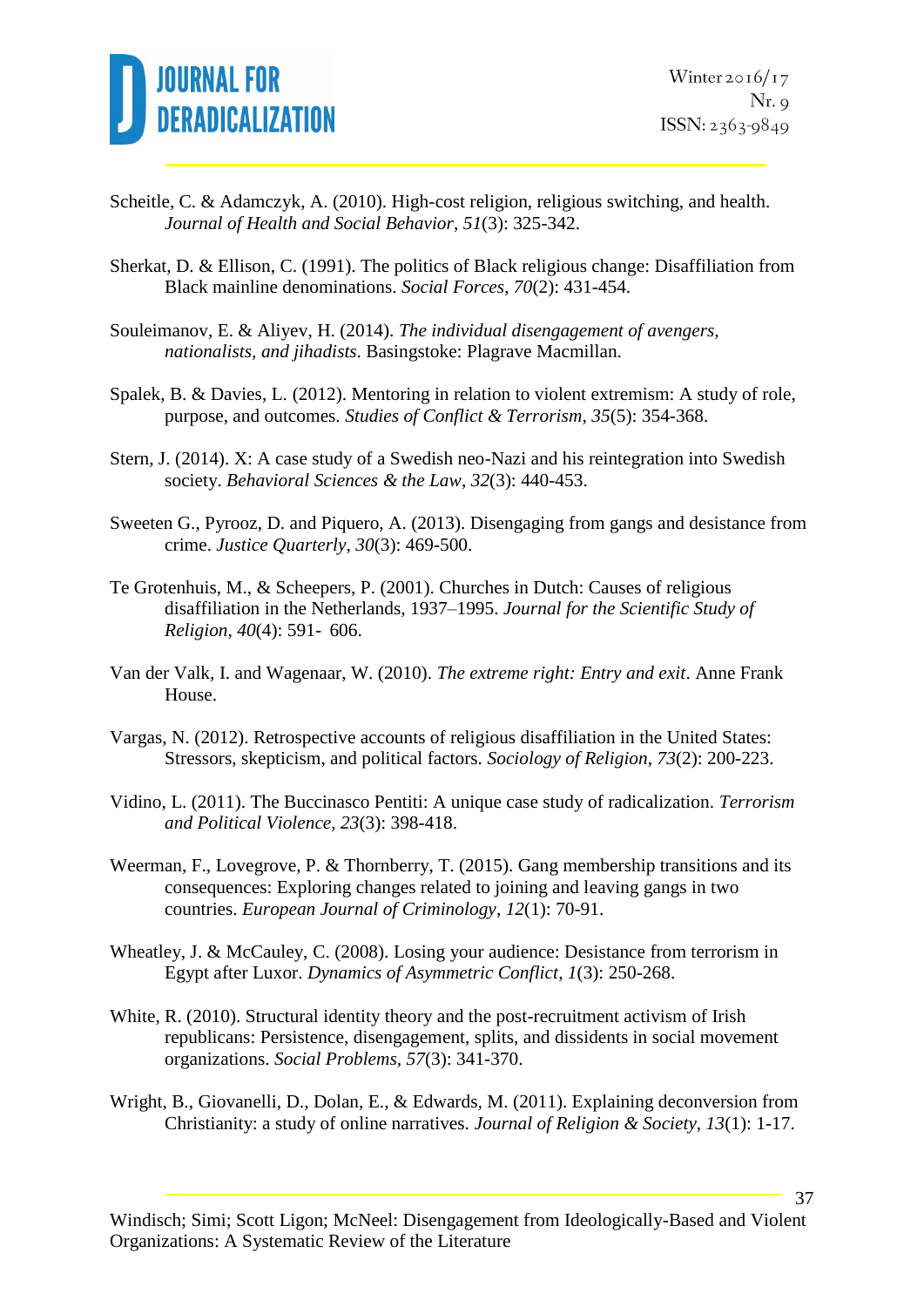Scheitle, C. & Adamczyk, A. (2010). High-cost religion, religious switching, and health. *Journal of Health and Social Behavior*, *51*(3): 325-342.

Sherkat, D. & Ellison, C. (1991). The politics of Black religious change: Disaffiliation from Black mainline denominations. *Social Forces, 70*(2): 431-454.

Souleimanov, E. & Aliyev, H. (2014). *The individual disengagement of avengers, nationalists, and jihadists*. Basingstoke: Plagrave Macmillan.

Spalek, B. & Davies, L. (2012). Mentoring in relation to violent extremism: A study of role, purpose, and outcomes. *Studies of Conflict & Terrorism*, *35*(5): 354-368.

Stern, J. (2014). X: A case study of a Swedish neo-Nazi and his reintegration into Swedish society. *Behavioral Sciences & the Law*, *32*(3): 440-453.

Sweeten G., Pyrooz, D. and Piquero, A. (2013). Disengaging from gangs and desistance from crime. *Justice Quarterly*, *30*(3): 469-500.

Te Grotenhuis, M., & Scheepers, P. (2001). Churches in Dutch: Causes of religious disaffiliation in the Netherlands, 1937–1995. *Journal for the Scientific Study of Religion*, *40*(4): 591- 606.

Van der Valk, I. and Wagenaar, W. (2010). *The extreme right: Entry and exit*. Anne Frank House.

Vargas, N. (2012). Retrospective accounts of religious disaffiliation in the United States: Stressors, skepticism, and political factors. *Sociology of Religion*, *73*(2): 200-223.

Vidino, L. (2011). The Buccinasco Pentiti: A unique case study of radicalization. *Terrorism and Political Violence*, *23*(3): 398-418.

Weerman, F., Lovegrove, P. & Thornberry, T. (2015). Gang membership transitions and its consequences: Exploring changes related to joining and leaving gangs in two countries. *European Journal of Criminology*, *12*(1): 70-91.

Wheatley, J. & McCauley, C. (2008). Losing your audience: Desistance from terrorism in Egypt after Luxor. *Dynamics of Asymmetric Conflict*, *1*(3): 250-268.

White, R. (2010). Structural identity theory and the post-recruitment activism of Irish republicans: Persistence, disengagement, splits, and dissidents in social movement organizations. *Social Problems*, *57*(3): 341-370.

Wright, B., Giovanelli, D., Dolan, E., & Edwards, M. (2011). Explaining deconversion from Christianity: a study of online narratives. *Journal of Religion & Society*, *13*(1): 1-17.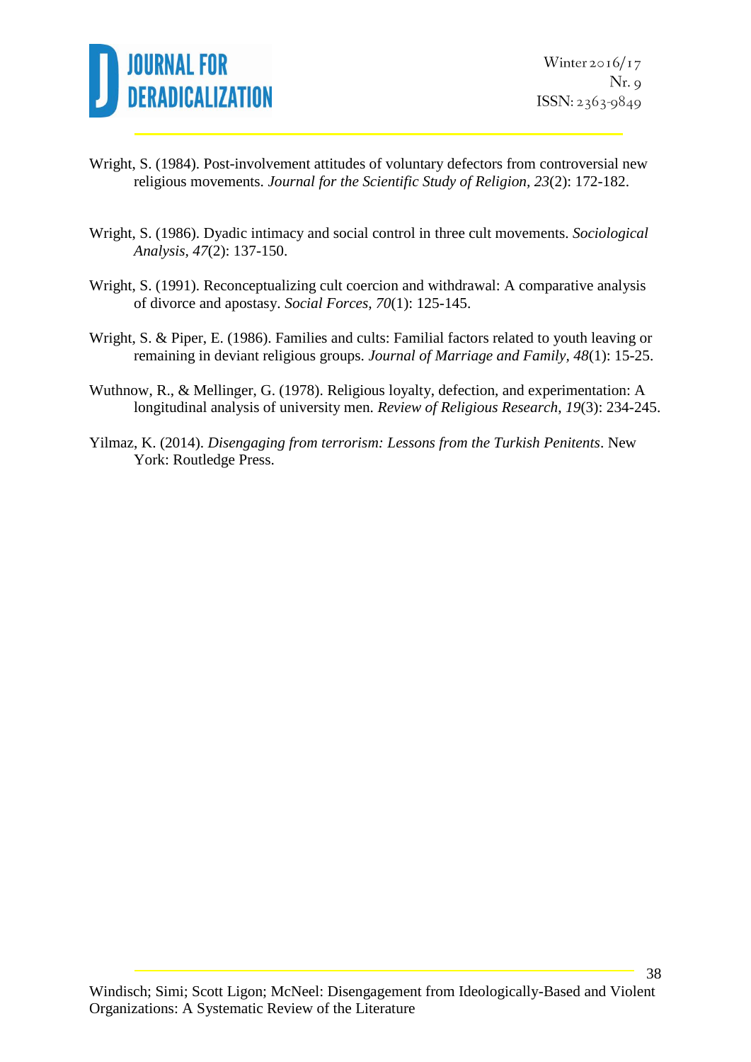Wright, S. (1984). Post-involvement attitudes of voluntary defectors from controversial new religious movements. *Journal for the Scientific Study of Religion*, *23*(2): 172-182.

Wright, S. (1986). Dyadic intimacy and social control in three cult movements. *Sociological Analysis*, *47*(2): 137-150.

Wright, S. (1991). Reconceptualizing cult coercion and withdrawal: A comparative analysis of divorce and apostasy. *Social Forces*, *70*(1): 125-145.

Wright, S. & Piper, E. (1986). Families and cults: Familial factors related to youth leaving or remaining in deviant religious groups. *Journal of Marriage and Family*, *48*(1): 15-25.

Wuthnow, R., & Mellinger, G. (1978). Religious loyalty, defection, and experimentation: A longitudinal analysis of university men. *Review of Religious Research*, *19*(3): 234-245.

Yilmaz, K. (2014). *Disengaging from terrorism: Lessons from the Turkish Penitents*. New York: Routledge Press.